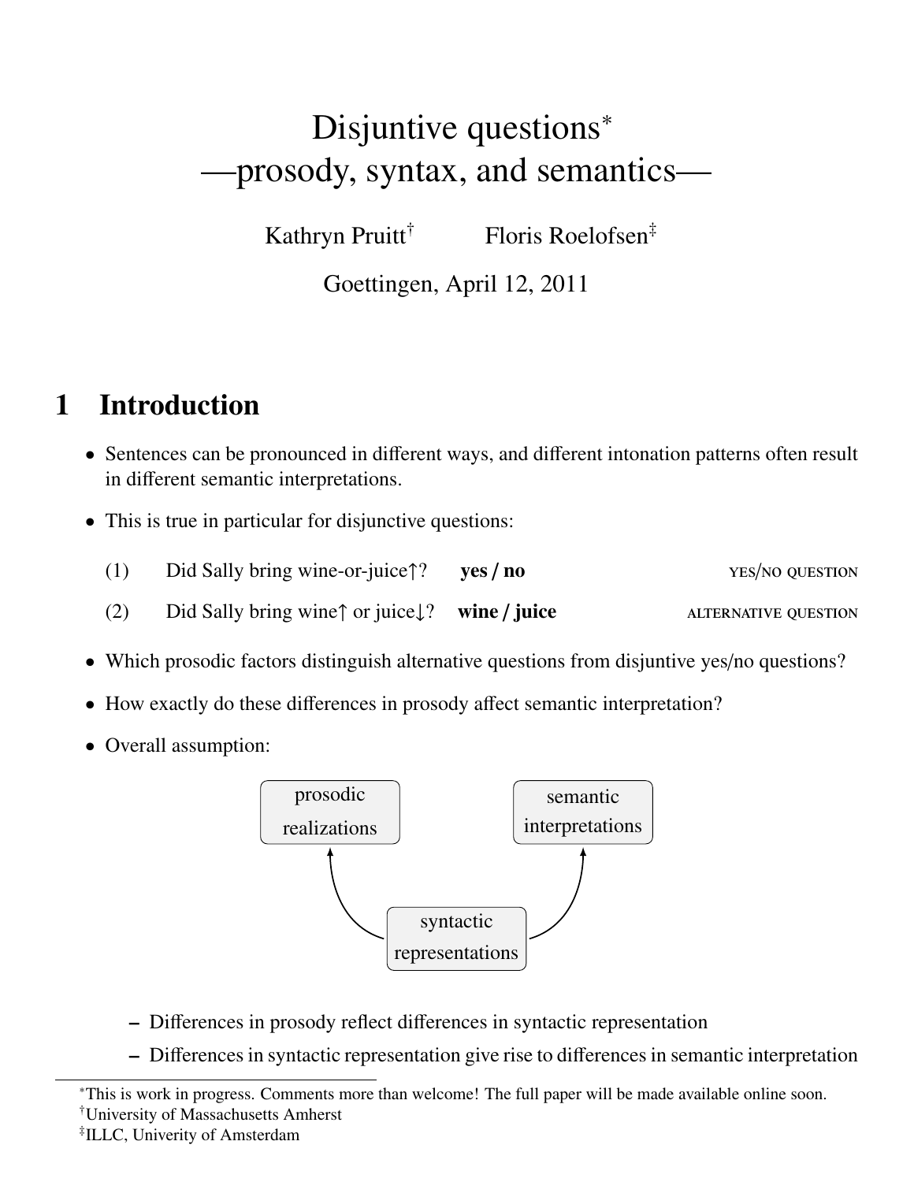# Disjuntive questions[*]
# —prosody, syntax, and semantics—

Kathryn Pruitt[†] Floris Roelofsen[‡]

Goettingen, April 12, 2011

## 1 Introduction

- Sentences can be pronounced in different ways, and different intonation patterns often result in different semantic interpretations.
- This is true in particular for disjunctive questions:

(1) Did Sally bring wine-or-juice↑? **yes / no** YES/NO QUESTION

(2) Did Sally bring wine↑ or juice↓? **wine / juice** ALTERNATIVE QUESTION

- Which prosodic factors distinguish alternative questions from disjuntive yes/no questions?
- How exactly do these differences in prosody affect semantic interpretation?
- Overall assumption:

prosodic realizations ← syntactic representations → semantic interpretations

  - Differences in prosody reflect differences in syntactic representation
  - Differences in syntactic representation give rise to differences in semantic interpretation

---

[*]This is work in progress. Comments more than welcome! The full paper will be made available online soon.
[†]University of Massachusetts Amherst
[‡]ILLC, Univerity of Amsterdam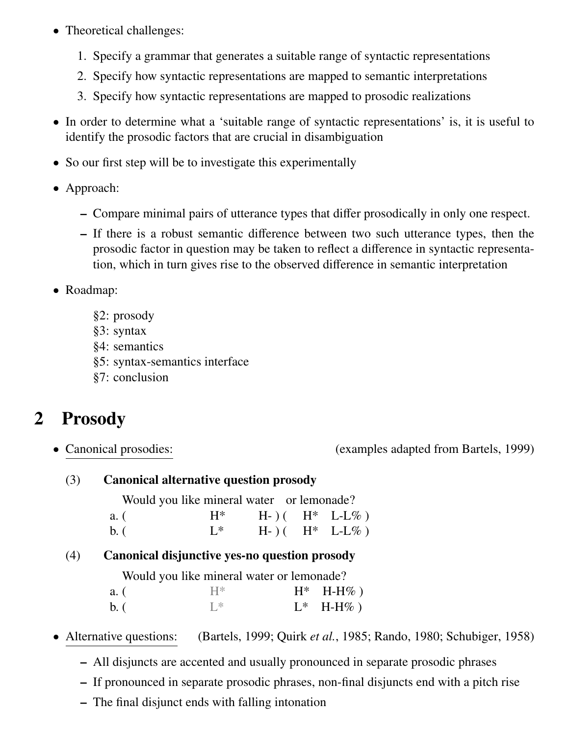- Theoretical challenges:
  1. Specify a grammar that generates a suitable range of syntactic representations
  2. Specify how syntactic representations are mapped to semantic interpretations
  3. Specify how syntactic representations are mapped to prosodic realizations
- In order to determine what a 'suitable range of syntactic representations' is, it is useful to identify the prosodic factors that are crucial in disambiguation
- So our first step will be to investigate this experimentally
- Approach:
  - Compare minimal pairs of utterance types that differ prosodically in only one respect.
  - If there is a robust semantic difference between two such utterance types, then the prosodic factor in question may be taken to reflect a difference in syntactic representation, which in turn gives rise to the observed difference in semantic interpretation
- Roadmap:

  §2: prosody
  §3: syntax
  §4: semantics
  §5: syntax-semantics interface
  §7: conclusion

## 2 Prosody

- Canonical prosodies: (examples adapted from Bartels, 1999)

(3) **Canonical alternative question prosody**

```
     Would you like mineral water    or lemonade?
a. (                  H*        H- ) (    H*   L-L% )
b. (                  L*        H- ) (    H*   L-L% )
```

(4) **Canonical disjunctive yes-no question prosody**

```
     Would you like mineral water or lemonade?
a. (                  H*                H*   H-H% )
b. (                  L*                L*   H-H% )
```

- Alternative questions: (Bartels, 1999; Quirk *et al.*, 1985; Rando, 1980; Schubiger, 1958)
  - All disjuncts are accented and usually pronounced in separate prosodic phrases
  - If pronounced in separate prosodic phrases, non-final disjuncts end with a pitch rise
  - The final disjunct ends with falling intonation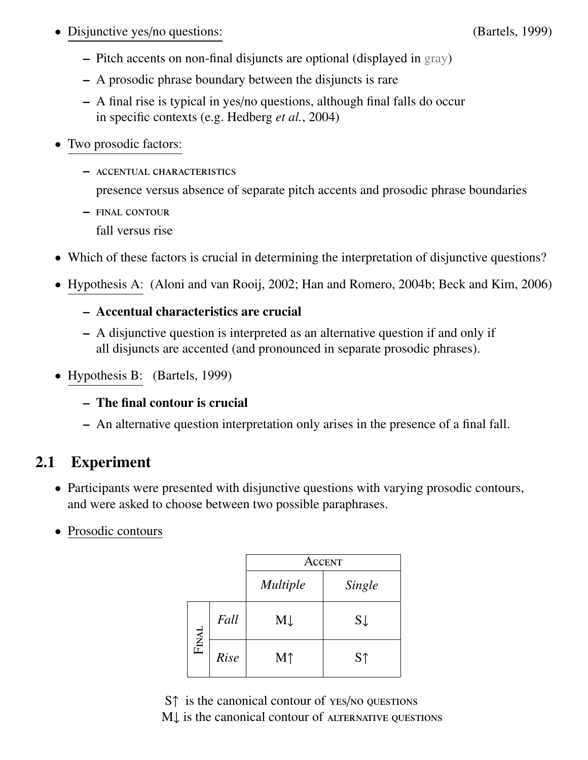- Disjunctive yes/no questions: (Bartels, 1999)
  - Pitch accents on non-final disjuncts are optional (displayed in gray)
  - A prosodic phrase boundary between the disjuncts is rare
  - A final rise is typical in yes/no questions, although final falls do occur in specific contexts (e.g. Hedberg *et al.*, 2004)

- Two prosodic factors:
  - ACCENTUAL CHARACTERISTICS
    presence versus absence of separate pitch accents and prosodic phrase boundaries
  - FINAL CONTOUR
    fall versus rise

- Which of these factors is crucial in determining the interpretation of disjunctive questions?

- Hypothesis A: (Aloni and van Rooij, 2002; Han and Romero, 2004b; Beck and Kim, 2006)
  - **Accentual characteristics are crucial**
  - A disjunctive question is interpreted as an alternative question if and only if all disjuncts are accented (and pronounced in separate prosodic phrases).

- Hypothesis B: (Bartels, 1999)
  - **The final contour is crucial**
  - An alternative question interpretation only arises in the presence of a final fall.

## 2.1 Experiment

- Participants were presented with disjunctive questions with varying prosodic contours, and were asked to choose between two possible paraphrases.

- Prosodic contours

| | | ACCENT | |
|---|---|---|---|
| | | *Multiple* | *Single* |
| FINAL | *Fall* | M↓ | S↓ |
| | *Rise* | M↑ | S↑ |

S↑ is the canonical contour of YES/NO QUESTIONS
M↓ is the canonical contour of ALTERNATIVE QUESTIONS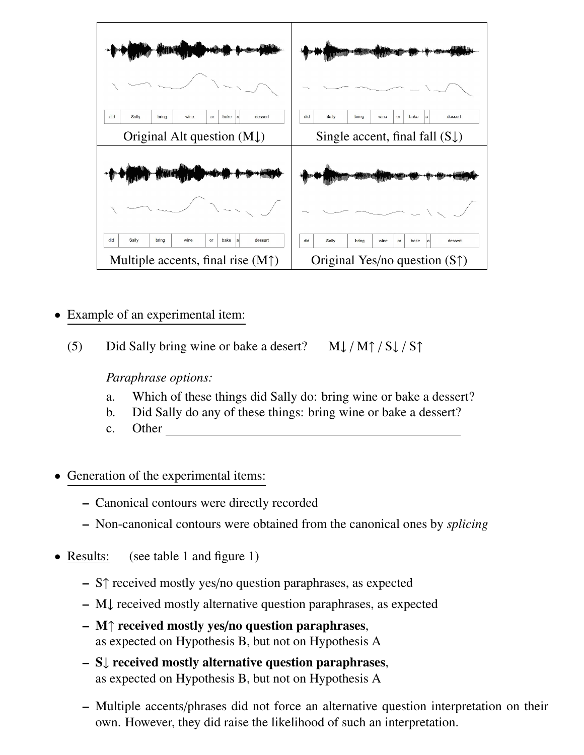| Original Alt question (M↓) | Single accent, final fall (S↓) |
| --- | --- |
| Multiple accents, final rise (M↑) | Original Yes/no question (S↑) |

- Example of an experimental item:

(5) Did Sally bring wine or bake a desert? M↓ / M↑ / S↓ / S↑

*Paraphrase options:*

a. Which of these things did Sally do: bring wine or bake a dessert?

b. Did Sally do any of these things: bring wine or bake a dessert?

c. Other \_\_\_\_\_\_\_\_\_\_\_\_\_\_\_\_\_\_\_\_\_\_\_\_\_\_\_\_\_\_\_\_\_\_\_\_\_\_\_\_

- Generation of the experimental items:
  - Canonical contours were directly recorded
  - Non-canonical contours were obtained from the canonical ones by *splicing*

- Results: (see table 1 and figure 1)
  - S↑ received mostly yes/no question paraphrases, as expected
  - M↓ received mostly alternative question paraphrases, as expected
  - **M↑ received mostly yes/no question paraphrases**, as expected on Hypothesis B, but not on Hypothesis A
  - **S↓ received mostly alternative question paraphrases**, as expected on Hypothesis B, but not on Hypothesis A
  - Multiple accents/phrases did not force an alternative question interpretation on their own. However, they did raise the likelihood of such an interpretation.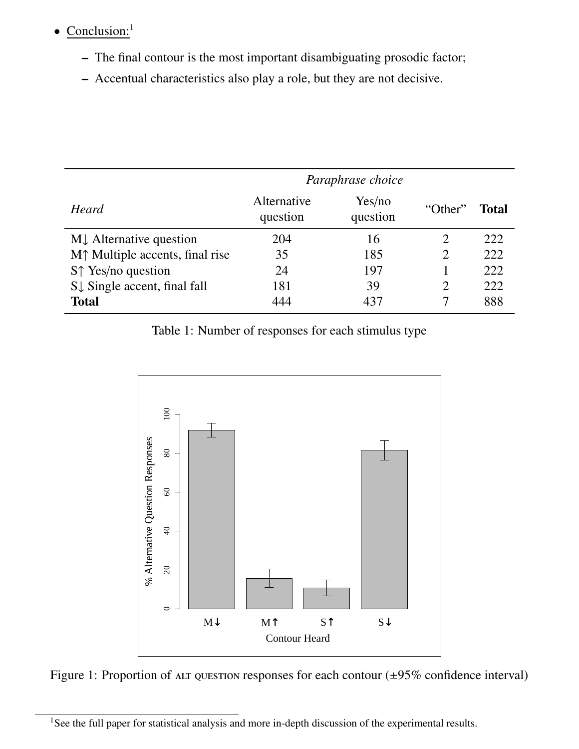- <u>Conclusion:</u>[1]
  - The final contour is the most important disambiguating prosodic factor;
  - Accentual characteristics also play a role, but they are not decisive.

| *Heard* | *Paraphrase choice* | | | **Total** |
|---|---|---|---|---|
| | Alternative question | Yes/no question | “Other” | |
| M↓ Alternative question | 204 | 16 | 2 | 222 |
| M↑ Multiple accents, final rise | 35 | 185 | 2 | 222 |
| S↑ Yes/no question | 24 | 197 | 1 | 222 |
| S↓ Single accent, final fall | 181 | 39 | 2 | 222 |
| **Total** | 444 | 437 | 7 | 888 |

Table 1: Number of responses for each stimulus type

Figure 1: Proportion of ALT QUESTION responses for each contour (±95% confidence interval)

[1] See the full paper for statistical analysis and more in-depth discussion of the experimental results.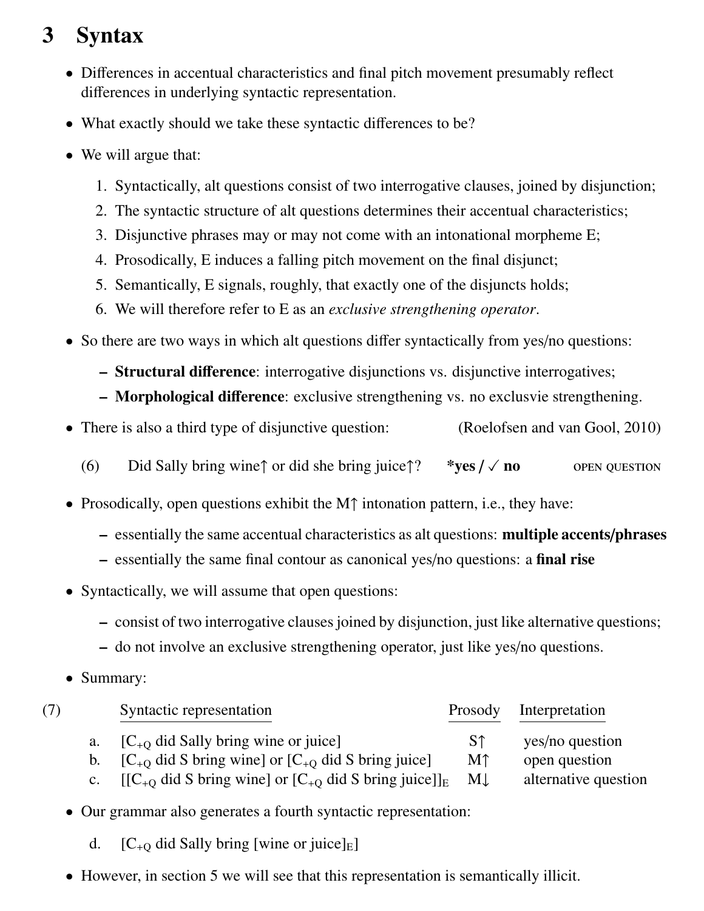# 3 Syntax

- Differences in accentual characteristics and final pitch movement presumably reflect differences in underlying syntactic representation.
- What exactly should we take these syntactic differences to be?
- We will argue that:
  1. Syntactically, alt questions consist of two interrogative clauses, joined by disjunction;
  2. The syntactic structure of alt questions determines their accentual characteristics;
  3. Disjunctive phrases may or may not come with an intonational morpheme E;
  4. Prosodically, E induces a falling pitch movement on the final disjunct;
  5. Semantically, E signals, roughly, that exactly one of the disjuncts holds;
  6. We will therefore refer to E as an *exclusive strengthening operator*.
- So there are two ways in which alt questions differ syntactically from yes/no questions:
  - **Structural difference**: interrogative disjunctions vs. disjunctive interrogatives;
  - **Morphological difference**: exclusive strengthening vs. no exclusvie strengthening.
- There is also a third type of disjunctive question: (Roelofsen and van Gool, 2010)

  (6) Did Sally bring wine↑ or did she bring juice↑? **\*yes / ✓ no** OPEN QUESTION

- Prosodically, open questions exhibit the M↑ intonation pattern, i.e., they have:
  - essentially the same accentual characteristics as alt questions: **multiple accents/phrases**
  - essentially the same final contour as canonical yes/no questions: a **final rise**
- Syntactically, we will assume that open questions:
  - consist of two interrogative clauses joined by disjunction, just like alternative questions;
  - do not involve an exclusive strengthening operator, just like yes/no questions.
- Summary:

(7)

| | Syntactic representation | Prosody | Interpretation |
|---|---|---|---|
| a. | [$C_{+Q}$ did Sally bring wine or juice] | S↑ | yes/no question |
| b. | [$C_{+Q}$ did S bring wine] or [$C_{+Q}$ did S bring juice] | M↑ | open question |
| c. | [[$C_{+Q}$ did S bring wine] or [$C_{+Q}$ did S bring juice]]$_E$ | M↓ | alternative question |

- Our grammar also generates a fourth syntactic representation:

  d. [$C_{+Q}$ did Sally bring [wine or juice]$_E$]

- However, in section 5 we will see that this representation is semantically illicit.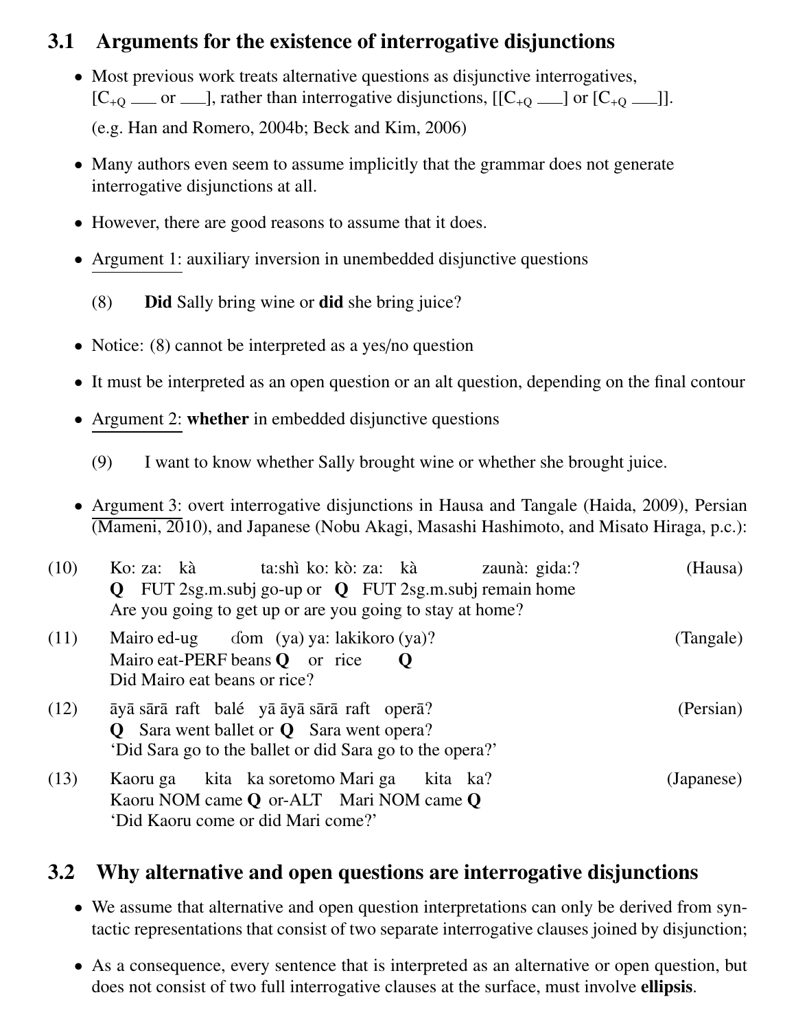## 3.1 Arguments for the existence of interrogative disjunctions

- Most previous work treats alternative questions as disjunctive interrogatives, [$C_{+Q}$ ___ or ___], rather than interrogative disjunctions, [[$C_{+Q}$ ___] or [$C_{+Q}$ ___]].

  (e.g. Han and Romero, 2004b; Beck and Kim, 2006)

- Many authors even seem to assume implicitly that the grammar does not generate interrogative disjunctions at all.

- However, there are good reasons to assume that it does.

- Argument 1: auxiliary inversion in unembedded disjunctive questions

  (8) **Did** Sally bring wine or **did** she bring juice?

- Notice: (8) cannot be interpreted as a yes/no question

- It must be interpreted as an open question or an alt question, depending on the final contour

- Argument 2: **whether** in embedded disjunctive questions

  (9) I want to know whether Sally brought wine or whether she brought juice.

- Argument 3: overt interrogative disjunctions in Hausa and Tangale (Haida, 2009), Persian (Mameni, 2010), and Japanese (Nobu Akagi, Masashi Hashimoto, and Misato Hiraga, p.c.):

(10) Ko: za: kà ta:shì ko: kò: za: kà zaunà: gida:? (Hausa)
**Q** FUT 2sg.m.subj go-up or **Q** FUT 2sg.m.subj remain home
Are you going to get up or are you going to stay at home?

(11) Mairo ed-ug ɗom (ya) ya: lakikoro (ya)? (Tangale)
Mairo eat-PERF beans **Q** or rice **Q**
Did Mairo eat beans or rice?

(12) āyā sārā raft balé yā āyā sārā raft operā? (Persian)
**Q** Sara went ballet or **Q** Sara went opera?
'Did Sara go to the ballet or did Sara go to the opera?'

(13) Kaoru ga kita ka soretomo Mari ga kita ka? (Japanese)
Kaoru NOM came **Q** or-ALT Mari NOM came **Q**
'Did Kaoru come or did Mari come?'

## 3.2 Why alternative and open questions are interrogative disjunctions

- We assume that alternative and open question interpretations can only be derived from syntactic representations that consist of two separate interrogative clauses joined by disjunction;

- As a consequence, every sentence that is interpreted as an alternative or open question, but does not consist of two full interrogative clauses at the surface, must involve **ellipsis**.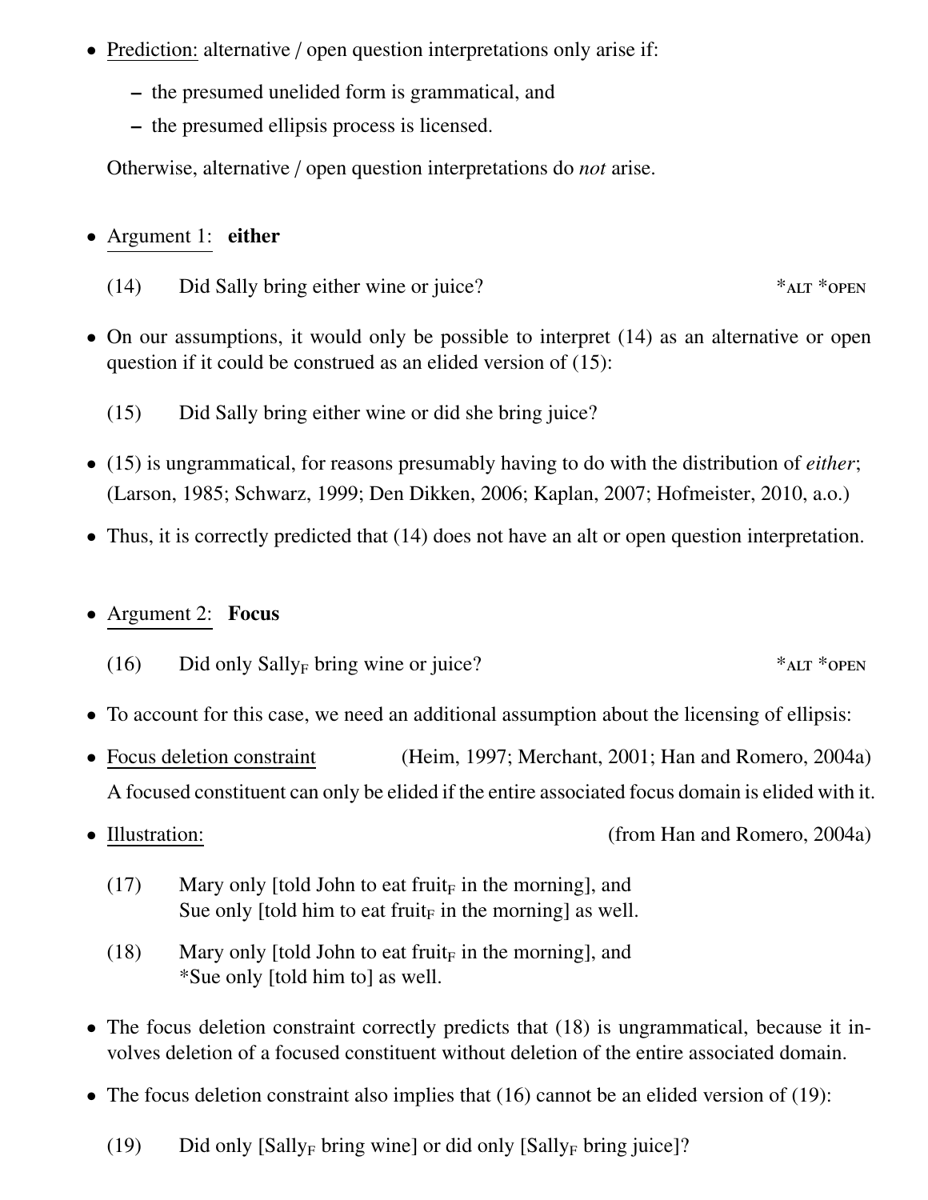- <u>Prediction</u>: alternative / open question interpretations only arise if:
  - the presumed unelided form is grammatical, and
  - the presumed ellipsis process is licensed.

  Otherwise, alternative / open question interpretations do *not* arise.

- <u>Argument 1</u>: **either**

  (14) Did Sally bring either wine or juice? *ALT *OPEN

- On our assumptions, it would only be possible to interpret (14) as an alternative or open question if it could be construed as an elided version of (15):

  (15) Did Sally bring either wine or did she bring juice?

- (15) is ungrammatical, for reasons presumably having to do with the distribution of *either*; (Larson, 1985; Schwarz, 1999; Den Dikken, 2006; Kaplan, 2007; Hofmeister, 2010, a.o.)

- Thus, it is correctly predicted that (14) does not have an alt or open question interpretation.

- <u>Argument 2</u>: **Focus**

  (16) Did only $\text{Sally}_\text{F}$ bring wine or juice? *ALT *OPEN

- To account for this case, we need an additional assumption about the licensing of ellipsis:

- <u>Focus deletion constraint</u> (Heim, 1997; Merchant, 2001; Han and Romero, 2004a)
  A focused constituent can only be elided if the entire associated focus domain is elided with it.

- <u>Illustration:</u> (from Han and Romero, 2004a)

  (17) Mary only [told John to eat $\text{fruit}_\text{F}$ in the morning], and
  Sue only [told him to eat $\text{fruit}_\text{F}$ in the morning] as well.

  (18) Mary only [told John to eat $\text{fruit}_\text{F}$ in the morning], and
  *Sue only [told him to] as well.

- The focus deletion constraint correctly predicts that (18) is ungrammatical, because it involves deletion of a focused constituent without deletion of the entire associated domain.

- The focus deletion constraint also implies that (16) cannot be an elided version of (19):

  (19) Did only [$\text{Sally}_\text{F}$ bring wine] or did only [$\text{Sally}_\text{F}$ bring juice]?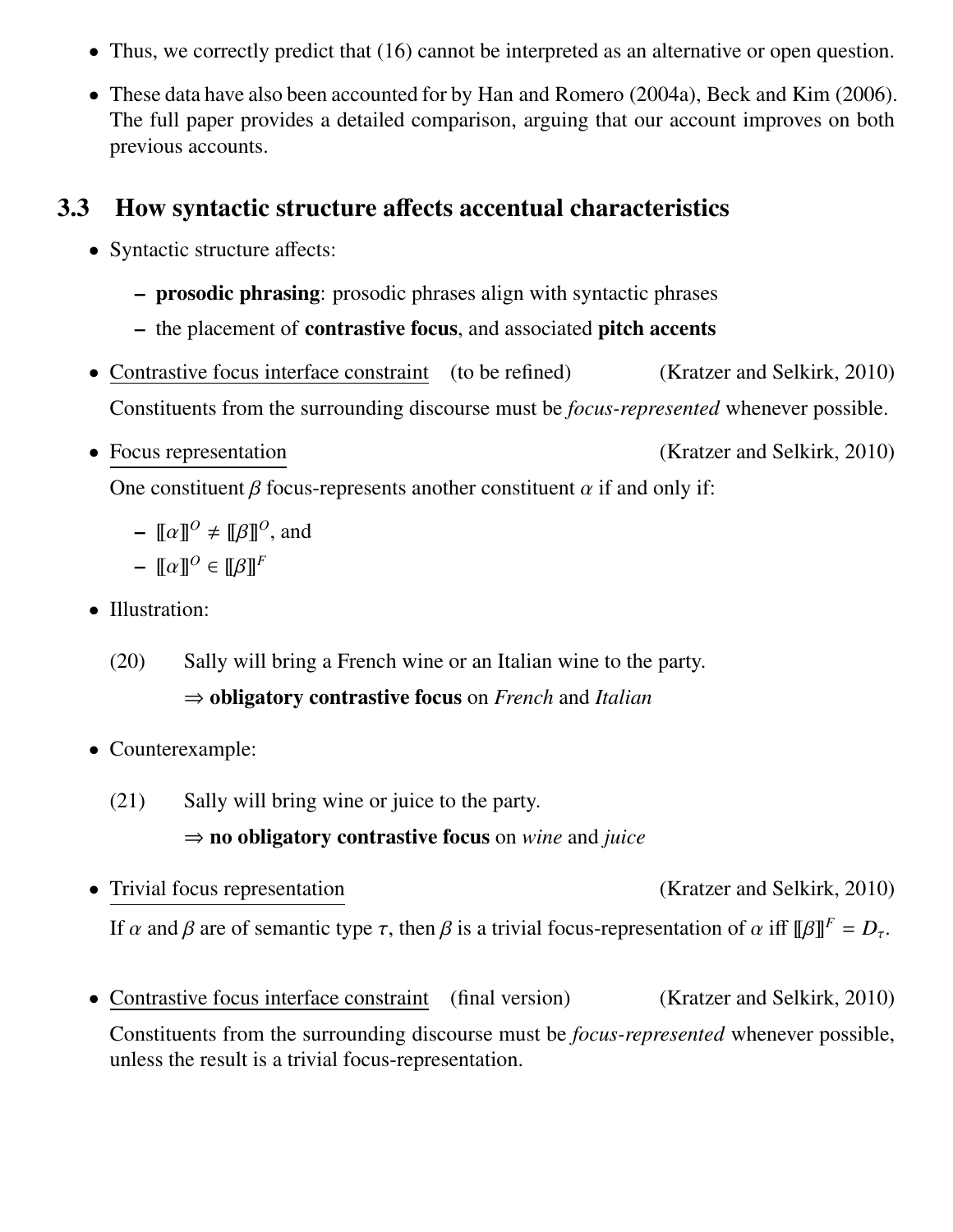- Thus, we correctly predict that (16) cannot be interpreted as an alternative or open question.
- These data have also been accounted for by Han and Romero (2004a), Beck and Kim (2006). The full paper provides a detailed comparison, arguing that our account improves on both previous accounts.

### 3.3 How syntactic structure affects accentual characteristics

- Syntactic structure affects:
  - **prosodic phrasing**: prosodic phrases align with syntactic phrases
  - the placement of **contrastive focus**, and associated **pitch accents**
- Contrastive focus interface constraint (to be refined) (Kratzer and Selkirk, 2010)

  Constituents from the surrounding discourse must be *focus-represented* whenever possible.
- Focus representation (Kratzer and Selkirk, 2010)

  One constituent $\beta$ focus-represents another constituent $\alpha$ if and only if:
  - $[\![\alpha]\!]^O \neq [\![\beta]\!]^O$, and
  - $[\![\alpha]\!]^O \in [\![\beta]\!]^F$
- Illustration:

  (20) Sally will bring a French wine or an Italian wine to the party.

  ⇒ **obligatory contrastive focus** on *French* and *Italian*
- Counterexample:

  (21) Sally will bring wine or juice to the party.

  ⇒ **no obligatory contrastive focus** on *wine* and *juice*
- Trivial focus representation (Kratzer and Selkirk, 2010)

  If $\alpha$ and $\beta$ are of semantic type $\tau$, then $\beta$ is a trivial focus-representation of $\alpha$ iff $[\![\beta]\!]^F = D_\tau$.
- Contrastive focus interface constraint (final version) (Kratzer and Selkirk, 2010)

  Constituents from the surrounding discourse must be *focus-represented* whenever possible, unless the result is a trivial focus-representation.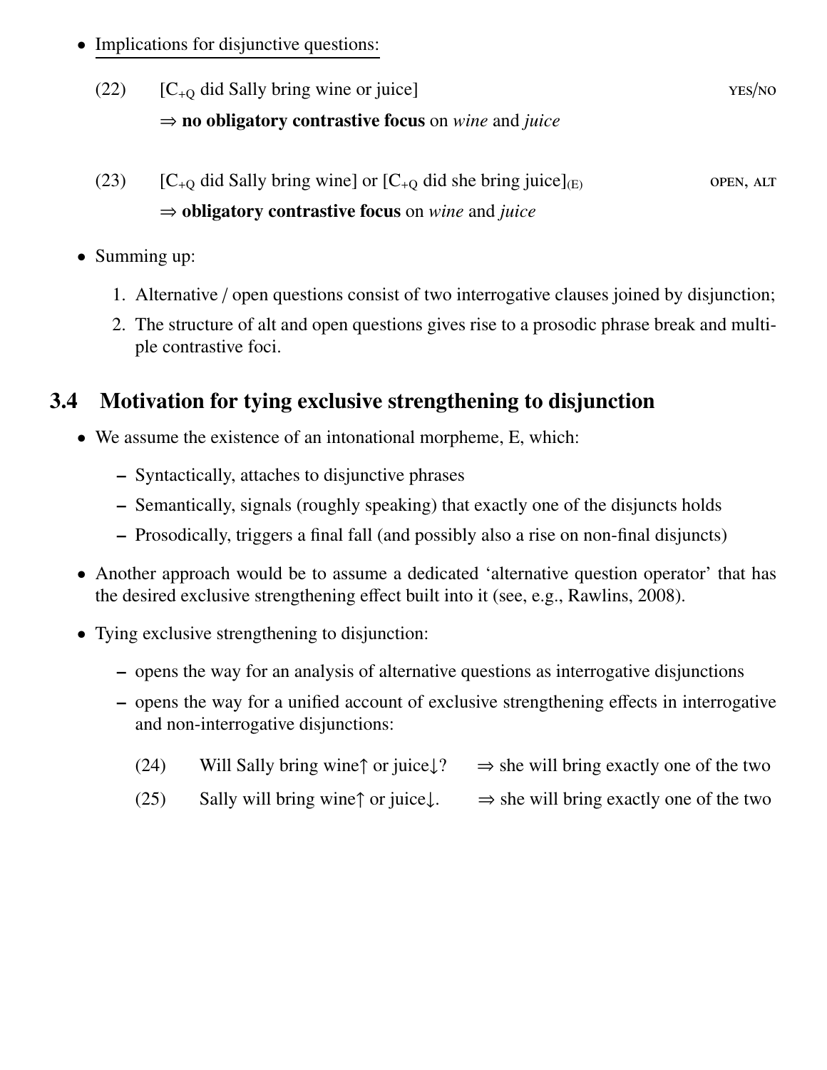- Implications for disjunctive questions:

  (22) [$C_{+Q}$ did Sally bring wine or juice] YES/NO
  ⇒ **no obligatory contrastive focus** on *wine* and *juice*

  (23) [$C_{+Q}$ did Sally bring wine] or [$C_{+Q}$ did she bring juice]$_{(E)}$ OPEN, ALT
  ⇒ **obligatory contrastive focus** on *wine* and *juice*

- Summing up:

  1. Alternative / open questions consist of two interrogative clauses joined by disjunction;
  2. The structure of alt and open questions gives rise to a prosodic phrase break and multiple contrastive foci.

## 3.4 Motivation for tying exclusive strengthening to disjunction

- We assume the existence of an intonational morpheme, E, which:
  - Syntactically, attaches to disjunctive phrases
  - Semantically, signals (roughly speaking) that exactly one of the disjuncts holds
  - Prosodically, triggers a final fall (and possibly also a rise on non-final disjuncts)
- Another approach would be to assume a dedicated 'alternative question operator' that has the desired exclusive strengthening effect built into it (see, e.g., Rawlins, 2008).
- Tying exclusive strengthening to disjunction:
  - opens the way for an analysis of alternative questions as interrogative disjunctions
  - opens the way for a unified account of exclusive strengthening effects in interrogative and non-interrogative disjunctions:

    (24) Will Sally bring wine↑ or juice↓? ⇒ she will bring exactly one of the two

    (25) Sally will bring wine↑ or juice↓. ⇒ she will bring exactly one of the two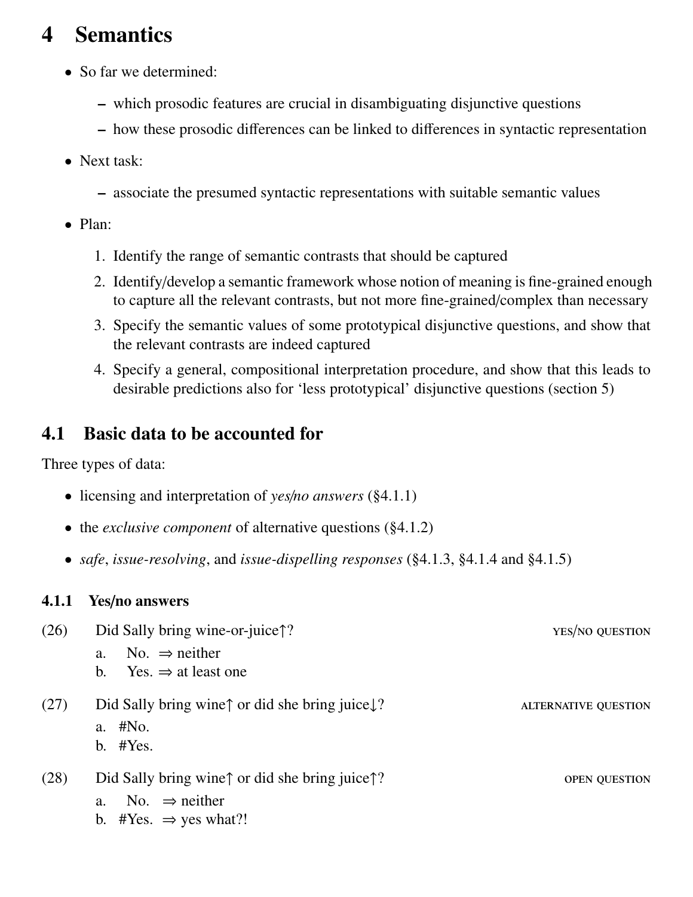# 4 Semantics

- So far we determined:
  - which prosodic features are crucial in disambiguating disjunctive questions
  - how these prosodic differences can be linked to differences in syntactic representation
- Next task:
  - associate the presumed syntactic representations with suitable semantic values
- Plan:
  1. Identify the range of semantic contrasts that should be captured
  2. Identify/develop a semantic framework whose notion of meaning is fine-grained enough to capture all the relevant contrasts, but not more fine-grained/complex than necessary
  3. Specify the semantic values of some prototypical disjunctive questions, and show that the relevant contrasts are indeed captured
  4. Specify a general, compositional interpretation procedure, and show that this leads to desirable predictions also for 'less prototypical' disjunctive questions (section 5)

## 4.1 Basic data to be accounted for

Three types of data:

- licensing and interpretation of *yes/no answers* (§4.1.1)
- the *exclusive component* of alternative questions (§4.1.2)
- *safe*, *issue-resolving*, and *issue-dispelling responses* (§4.1.3, §4.1.4 and §4.1.5)

### 4.1.1 Yes/no answers

(26) Did Sally bring wine-or-juice↑? YES/NO QUESTION

  a. No. ⇒ neither
  b. Yes. ⇒ at least one

(27) Did Sally bring wine↑ or did she bring juice↓? ALTERNATIVE QUESTION

  a. #No.
  b. #Yes.

(28) Did Sally bring wine↑ or did she bring juice↑? OPEN QUESTION

  a. No. ⇒ neither
  b. #Yes. ⇒ yes what?!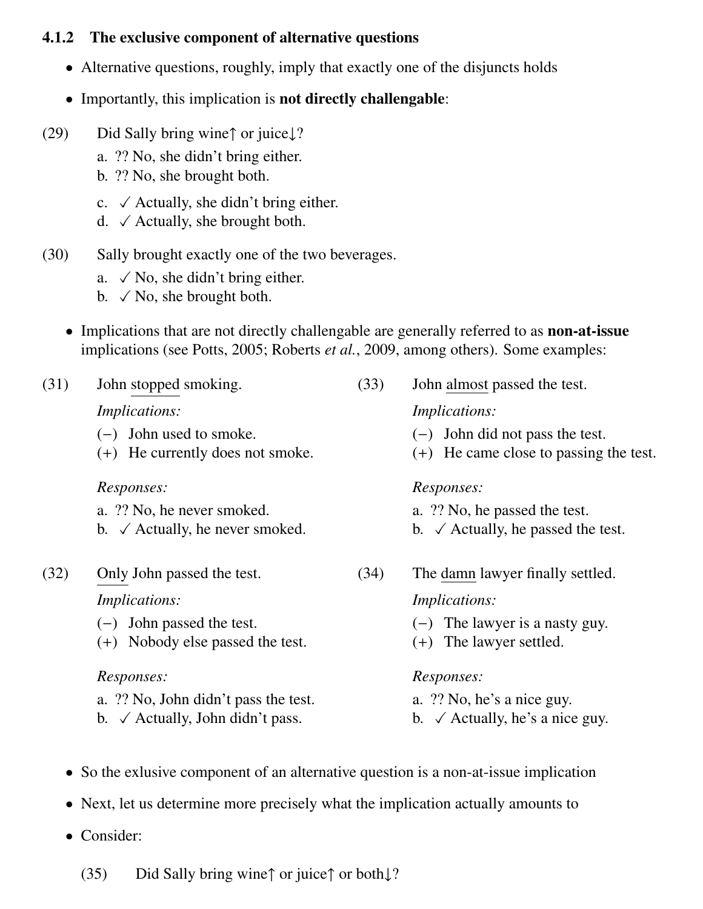### 4.1.2 The exclusive component of alternative questions

- Alternative questions, roughly, imply that exactly one of the disjuncts holds
- Importantly, this implication is **not directly challengable**:

(29) Did Sally bring wine↑ or juice↓?

a. ?? No, she didn't bring either.
b. ?? No, she brought both.
c. ✓ Actually, she didn't bring either.
d. ✓ Actually, she brought both.

(30) Sally brought exactly one of the two beverages.

a. ✓ No, she didn't bring either.
b. ✓ No, she brought both.

- Implications that are not directly challengable are generally referred to as **non-at-issue** implications (see Potts, 2005; Roberts *et al.*, 2009, among others). Some examples:

(31) John stopped smoking.

*Implications:*
(−) John used to smoke.
(+) He currently does not smoke.

*Responses:*
a. ?? No, he never smoked.
b. ✓ Actually, he never smoked.

(32) Only John passed the test.

*Implications:*
(−) John passed the test.
(+) Nobody else passed the test.

*Responses:*
a. ?? No, John didn't pass the test.
b. ✓ Actually, John didn't pass.

(33) John almost passed the test.

*Implications:*
(−) John did not pass the test.
(+) He came close to passing the test.

*Responses:*
a. ?? No, he passed the test.
b. ✓ Actually, he passed the test.

(34) The damn lawyer finally settled.

*Implications:*
(−) The lawyer is a nasty guy.
(+) The lawyer settled.

*Responses:*
a. ?? No, he's a nice guy.
b. ✓ Actually, he's a nice guy.

- So the exlusive component of an alternative question is a non-at-issue implication
- Next, let us determine more precisely what the implication actually amounts to
- Consider:

(35) Did Sally bring wine↑ or juice↑ or both↓?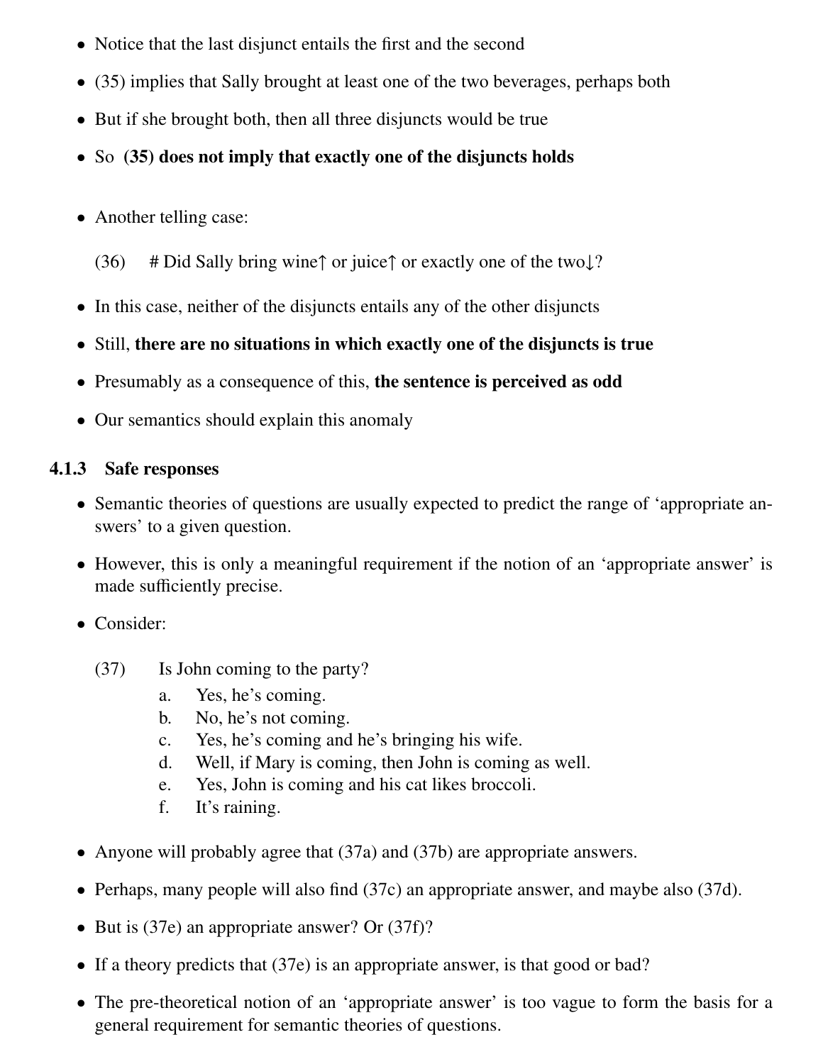- Notice that the last disjunct entails the first and the second
- (35) implies that Sally brought at least one of the two beverages, perhaps both
- But if she brought both, then all three disjuncts would be true
- So **(35) does not imply that exactly one of the disjuncts holds**

- Another telling case:

  (36) # Did Sally bring wine↑ or juice↑ or exactly one of the two↓?

- In this case, neither of the disjuncts entails any of the other disjuncts
- Still, **there are no situations in which exactly one of the disjuncts is true**
- Presumably as a consequence of this, **the sentence is perceived as odd**
- Our semantics should explain this anomaly

### 4.1.3 Safe responses

- Semantic theories of questions are usually expected to predict the range of 'appropriate answers' to a given question.
- However, this is only a meaningful requirement if the notion of an 'appropriate answer' is made sufficiently precise.
- Consider:

  (37) Is John coming to the party?
  - a. Yes, he's coming.
  - b. No, he's not coming.
  - c. Yes, he's coming and he's bringing his wife.
  - d. Well, if Mary is coming, then John is coming as well.
  - e. Yes, John is coming and his cat likes broccoli.
  - f. It's raining.

- Anyone will probably agree that (37a) and (37b) are appropriate answers.
- Perhaps, many people will also find (37c) an appropriate answer, and maybe also (37d).
- But is (37e) an appropriate answer? Or (37f)?
- If a theory predicts that (37e) is an appropriate answer, is that good or bad?
- The pre-theoretical notion of an 'appropriate answer' is too vague to form the basis for a general requirement for semantic theories of questions.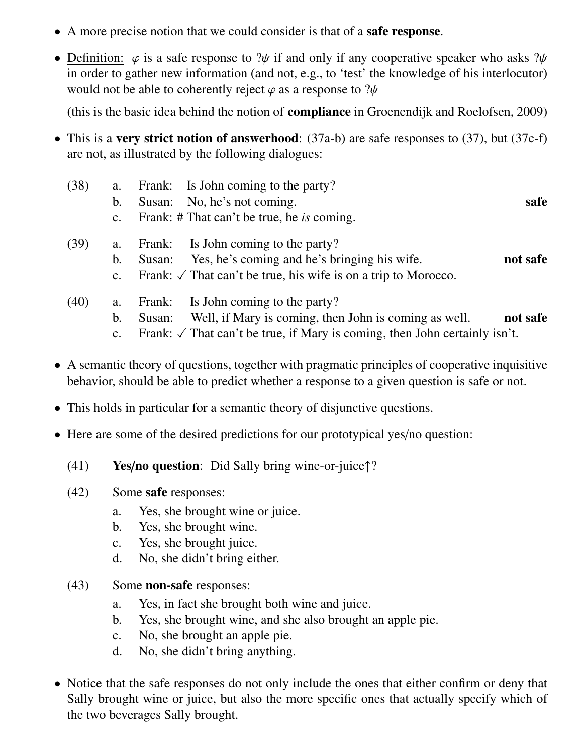- A more precise notion that we could consider is that of a **safe response**.

- Definition: $\varphi$ is a safe response to $?\psi$ if and only if any cooperative speaker who asks $?\psi$ in order to gather new information (and not, e.g., to 'test' the knowledge of his interlocutor) would not be able to coherently reject $\varphi$ as a response to $?\psi$

  (this is the basic idea behind the notion of **compliance** in Groenendijk and Roelofsen, 2009)

- This is a **very strict notion of answerhood**: (37a-b) are safe responses to (37), but (37c-f) are not, as illustrated by the following dialogues:

(38)
  a. Frank: Is John coming to the party?
  b. Susan: No, he's not coming. **safe**
  c. Frank: # That can't be true, he *is* coming.

(39)
  a. Frank: Is John coming to the party?
  b. Susan: Yes, he's coming and he's bringing his wife. **not safe**
  c. Frank: ✓ That can't be true, his wife is on a trip to Morocco.

(40)
  a. Frank: Is John coming to the party?
  b. Susan: Well, if Mary is coming, then John is coming as well. **not safe**
  c. Frank: ✓ That can't be true, if Mary is coming, then John certainly isn't.

- A semantic theory of questions, together with pragmatic principles of cooperative inquisitive behavior, should be able to predict whether a response to a given question is safe or not.

- This holds in particular for a semantic theory of disjunctive questions.

- Here are some of the desired predictions for our prototypical yes/no question:

(41) **Yes/no question**: Did Sally bring wine-or-juice↑?

(42) Some **safe** responses:
  a. Yes, she brought wine or juice.
  b. Yes, she brought wine.
  c. Yes, she brought juice.
  d. No, she didn't bring either.

(43) Some **non-safe** responses:
  a. Yes, in fact she brought both wine and juice.
  b. Yes, she brought wine, and she also brought an apple pie.
  c. No, she brought an apple pie.
  d. No, she didn't bring anything.

- Notice that the safe responses do not only include the ones that either confirm or deny that Sally brought wine or juice, but also the more specific ones that actually specify which of the two beverages Sally brought.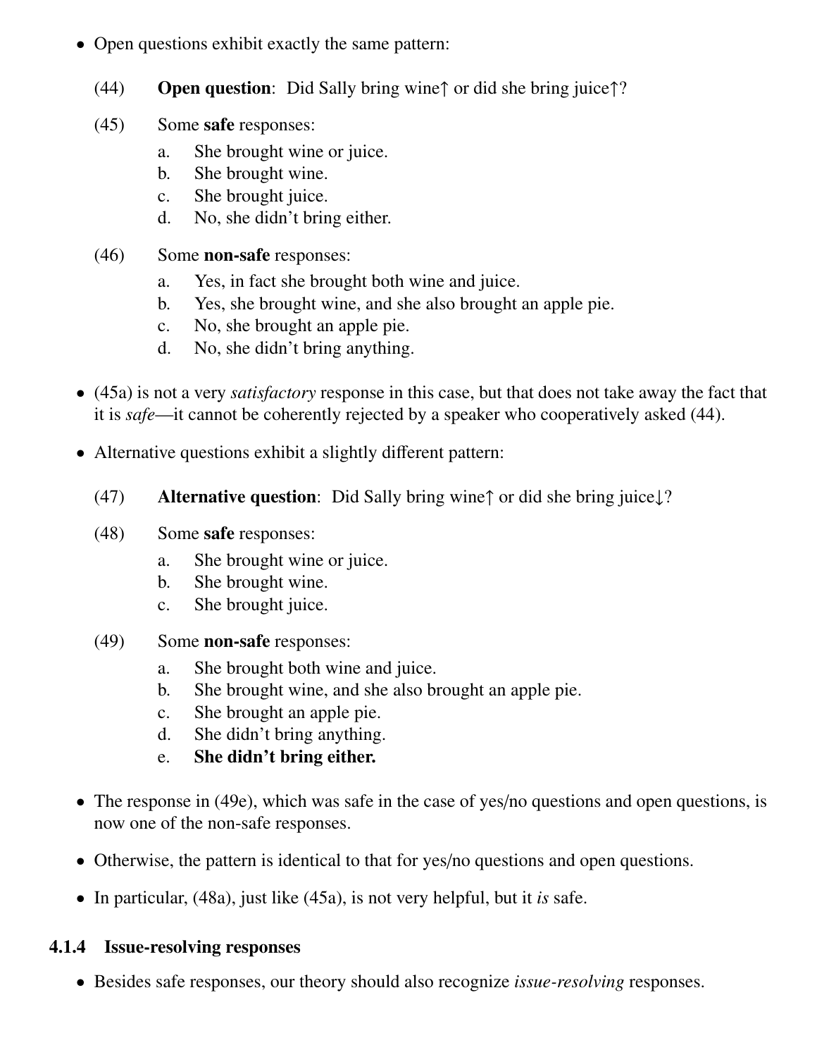- Open questions exhibit exactly the same pattern:

(44) **Open question**: Did Sally bring wine↑ or did she bring juice↑?

(45) Some **safe** responses:
  a. She brought wine or juice.
  b. She brought wine.
  c. She brought juice.
  d. No, she didn't bring either.

(46) Some **non-safe** responses:
  a. Yes, in fact she brought both wine and juice.
  b. Yes, she brought wine, and she also brought an apple pie.
  c. No, she brought an apple pie.
  d. No, she didn't bring anything.

- (45a) is not a very *satisfactory* response in this case, but that does not take away the fact that it is *safe*—it cannot be coherently rejected by a speaker who cooperatively asked (44).

- Alternative questions exhibit a slightly different pattern:

(47) **Alternative question**: Did Sally bring wine↑ or did she bring juice↓?

(48) Some **safe** responses:
  a. She brought wine or juice.
  b. She brought wine.
  c. She brought juice.

(49) Some **non-safe** responses:
  a. She brought both wine and juice.
  b. She brought wine, and she also brought an apple pie.
  c. She brought an apple pie.
  d. She didn't bring anything.
  e. **She didn't bring either.**

- The response in (49e), which was safe in the case of yes/no questions and open questions, is now one of the non-safe responses.

- Otherwise, the pattern is identical to that for yes/no questions and open questions.

- In particular, (48a), just like (45a), is not very helpful, but it *is* safe.

### 4.1.4 Issue-resolving responses

- Besides safe responses, our theory should also recognize *issue-resolving* responses.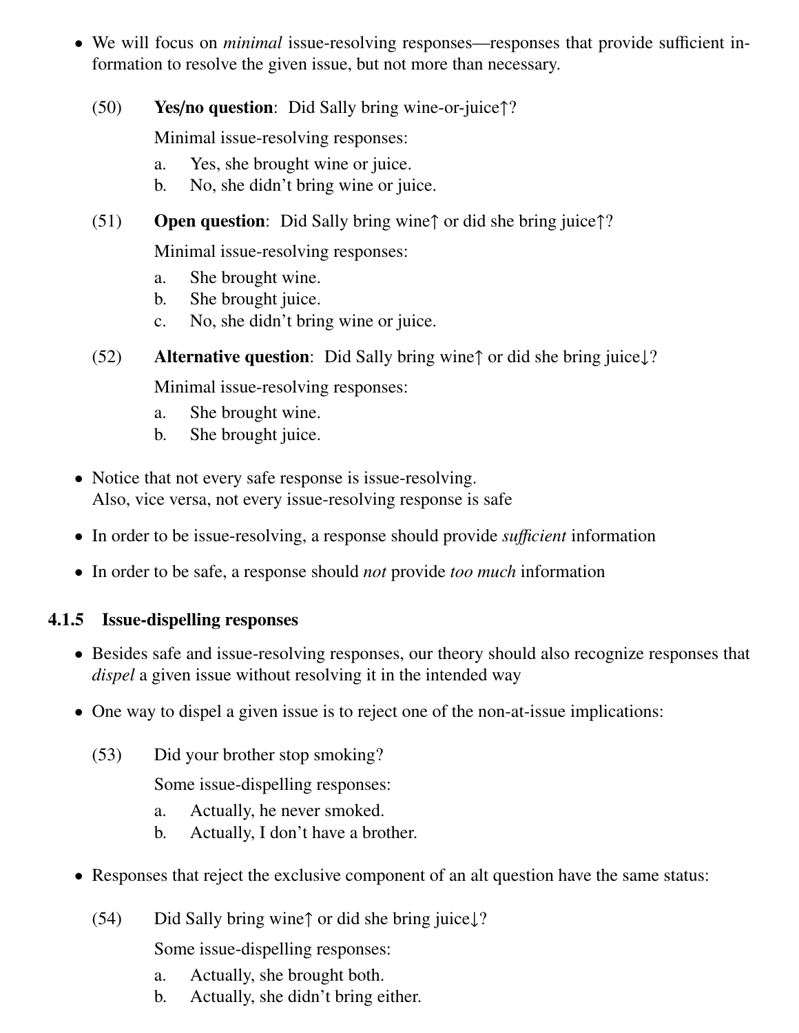- We will focus on *minimal* issue-resolving responses—responses that provide sufficient information to resolve the given issue, but not more than necessary.

(50) **Yes/no question**: Did Sally bring wine-or-juice↑?

Minimal issue-resolving responses:

a. Yes, she brought wine or juice.
b. No, she didn't bring wine or juice.

(51) **Open question**: Did Sally bring wine↑ or did she bring juice↑?

Minimal issue-resolving responses:

a. She brought wine.
b. She brought juice.
c. No, she didn't bring wine or juice.

(52) **Alternative question**: Did Sally bring wine↑ or did she bring juice↓?

Minimal issue-resolving responses:

a. She brought wine.
b. She brought juice.

- Notice that not every safe response is issue-resolving.
  Also, vice versa, not every issue-resolving response is safe
- In order to be issue-resolving, a response should provide *sufficient* information
- In order to be safe, a response should *not* provide *too much* information

### 4.1.5 Issue-dispelling responses

- Besides safe and issue-resolving responses, our theory should also recognize responses that *dispel* a given issue without resolving it in the intended way
- One way to dispel a given issue is to reject one of the non-at-issue implications:

(53) Did your brother stop smoking?

Some issue-dispelling responses:

a. Actually, he never smoked.
b. Actually, I don't have a brother.

- Responses that reject the exclusive component of an alt question have the same status:

(54) Did Sally bring wine↑ or did she bring juice↓?

Some issue-dispelling responses:

a. Actually, she brought both.
b. Actually, she didn't bring either.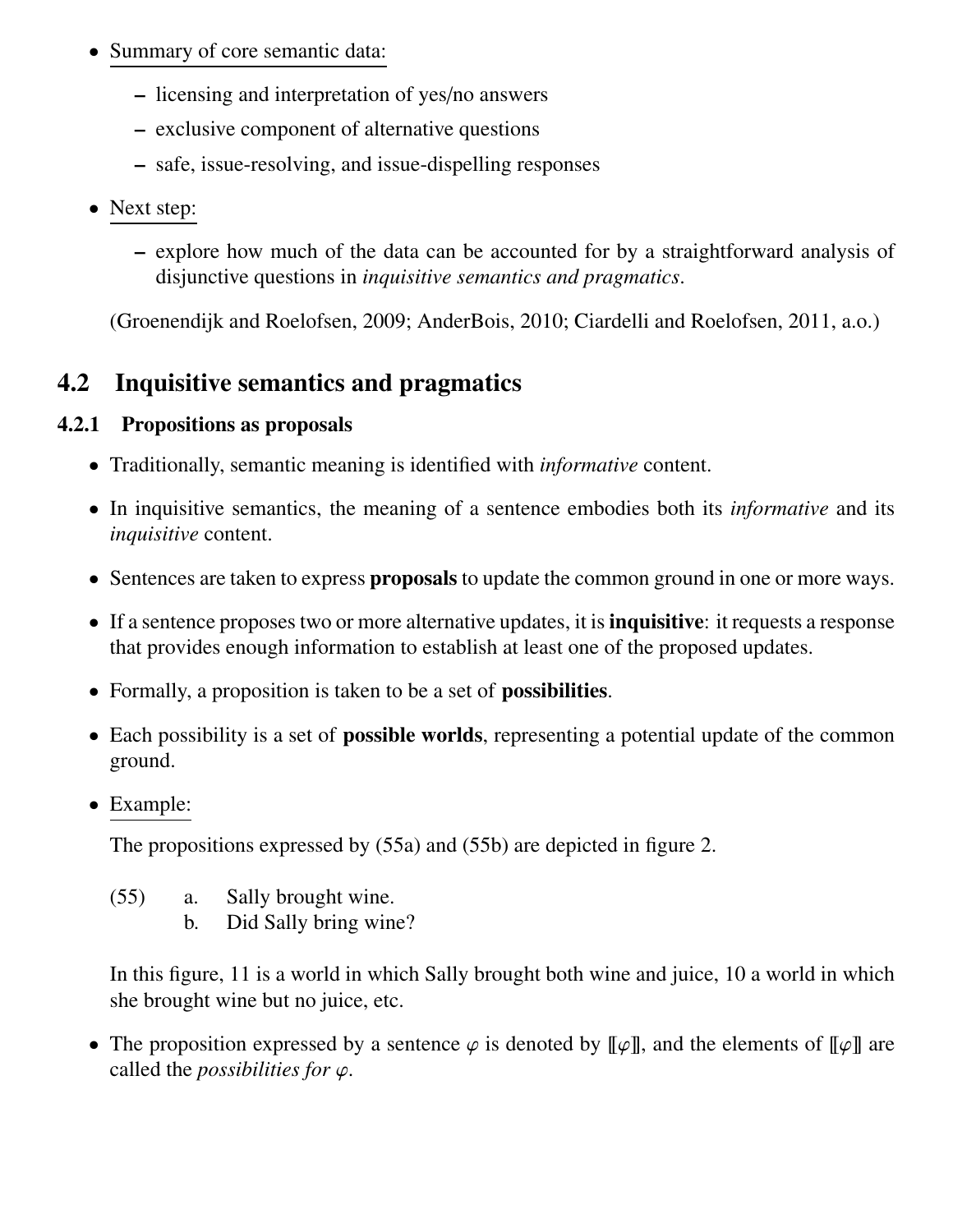- <u>Summary of core semantic data:</u>
  - licensing and interpretation of yes/no answers
  - exclusive component of alternative questions
  - safe, issue-resolving, and issue-dispelling responses

- <u>Next step:</u>
  - explore how much of the data can be accounted for by a straightforward analysis of disjunctive questions in *inquisitive semantics and pragmatics*.

  (Groenendijk and Roelofsen, 2009; AnderBois, 2010; Ciardelli and Roelofsen, 2011, a.o.)

## 4.2 Inquisitive semantics and pragmatics

### 4.2.1 Propositions as proposals

- Traditionally, semantic meaning is identified with *informative* content.
- In inquisitive semantics, the meaning of a sentence embodies both its *informative* and its *inquisitive* content.
- Sentences are taken to express **proposals** to update the common ground in one or more ways.
- If a sentence proposes two or more alternative updates, it is **inquisitive**: it requests a response that provides enough information to establish at least one of the proposed updates.
- Formally, a proposition is taken to be a set of **possibilities**.
- Each possibility is a set of **possible worlds**, representing a potential update of the common ground.
- <u>Example:</u>

  The propositions expressed by (55a) and (55b) are depicted in figure 2.

  (55) a. Sally brought wine.
  b. Did Sally bring wine?

  In this figure, 11 is a world in which Sally brought both wine and juice, 10 a world in which she brought wine but no juice, etc.

- The proposition expressed by a sentence $\varphi$ is denoted by $[\![\varphi]\!]$, and the elements of $[\![\varphi]\!]$ are called the *possibilities for* $\varphi$.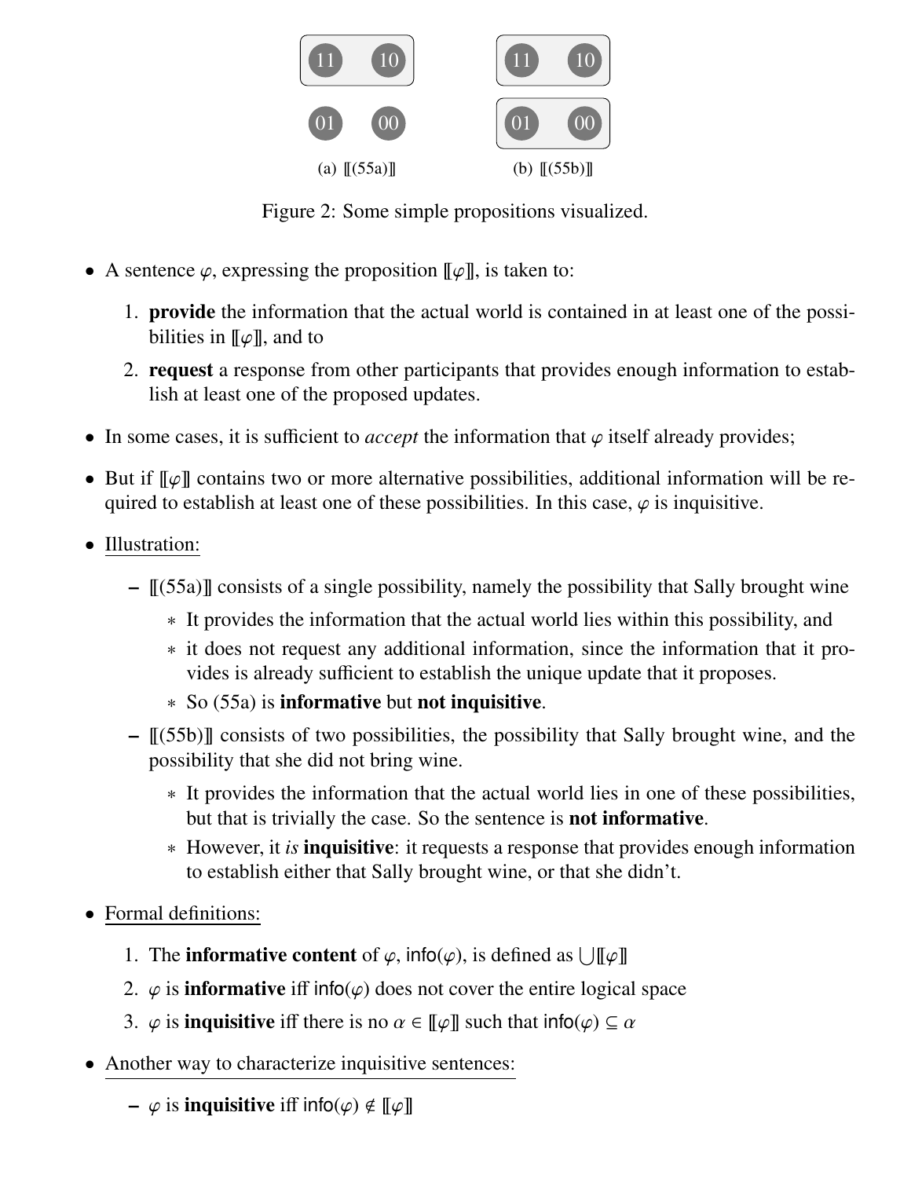(a) $[\![(55a)]\!]$ (b) $[\![(55b)]\!]$

Figure 2: Some simple propositions visualized.

- A sentence $\varphi$, expressing the proposition $[\![\varphi]\!]$, is taken to:
  1. **provide** the information that the actual world is contained in at least one of the possibilities in $[\![\varphi]\!]$, and to
  2. **request** a response from other participants that provides enough information to establish at least one of the proposed updates.
- In some cases, it is sufficient to *accept* the information that $\varphi$ itself already provides;
- But if $[\![\varphi]\!]$ contains two or more alternative possibilities, additional information will be required to establish at least one of these possibilities. In this case, $\varphi$ is inquisitive.
- Illustration:
  - $[\![(55a)]\!]$ consists of a single possibility, namely the possibility that Sally brought wine
    - It provides the information that the actual world lies within this possibility, and
    - it does not request any additional information, since the information that it provides is already sufficient to establish the unique update that it proposes.
    - So (55a) is **informative** but **not inquisitive**.
  - $[\![(55b)]\!]$ consists of two possibilities, the possibility that Sally brought wine, and the possibility that she did not bring wine.
    - It provides the information that the actual world lies in one of these possibilities, but that is trivially the case. So the sentence is **not informative**.
    - However, it *is* **inquisitive**: it requests a response that provides enough information to establish either that Sally brought wine, or that she didn't.
- Formal definitions:
  1. The **informative content** of $\varphi$, $\mathsf{info}(\varphi)$, is defined as $\bigcup[\![\varphi]\!]$
  2. $\varphi$ is **informative** iff $\mathsf{info}(\varphi)$ does not cover the entire logical space
  3. $\varphi$ is **inquisitive** iff there is no $\alpha \in [\![\varphi]\!]$ such that $\mathsf{info}(\varphi) \subseteq \alpha$
- Another way to characterize inquisitive sentences:
  - $\varphi$ is **inquisitive** iff $\mathsf{info}(\varphi) \notin [\![\varphi]\!]$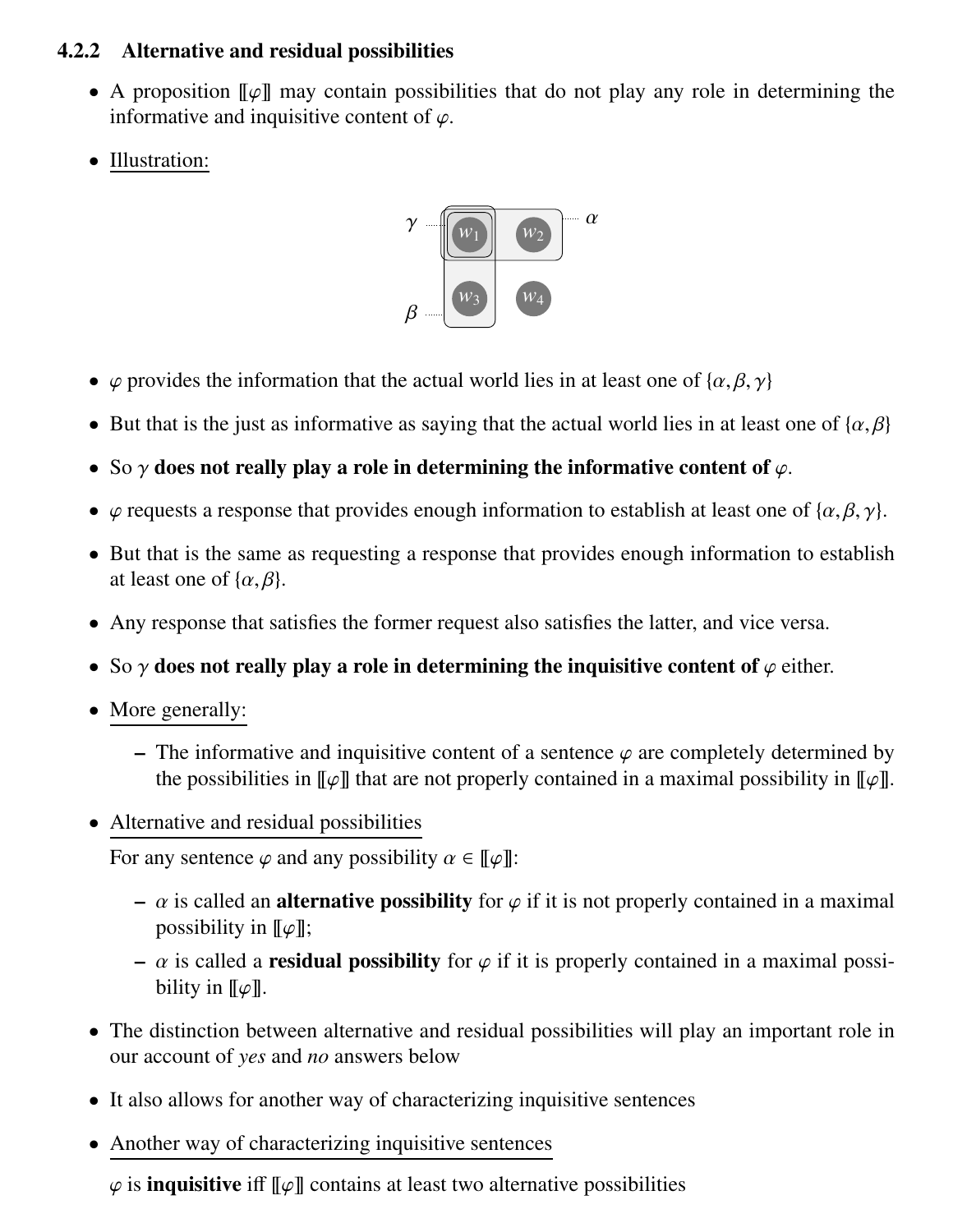### 4.2.2 Alternative and residual possibilities

- A proposition $[\![\varphi]\!]$ may contain possibilities that do not play any role in determining the informative and inquisitive content of $\varphi$.
- Illustration:

- $\varphi$ provides the information that the actual world lies in at least one of $\{\alpha, \beta, \gamma\}$
- But that is the just as informative as saying that the actual world lies in at least one of $\{\alpha, \beta\}$
- So $\gamma$ **does not really play a role in determining the informative content of** $\varphi$.
- $\varphi$ requests a response that provides enough information to establish at least one of $\{\alpha, \beta, \gamma\}$.
- But that is the same as requesting a response that provides enough information to establish at least one of $\{\alpha, \beta\}$.
- Any response that satisfies the former request also satisfies the latter, and vice versa.
- So $\gamma$ **does not really play a role in determining the inquisitive content of** $\varphi$ either.
- More generally:
  - The informative and inquisitive content of a sentence $\varphi$ are completely determined by the possibilities in $[\![\varphi]\!]$ that are not properly contained in a maximal possibility in $[\![\varphi]\!]$.
- Alternative and residual possibilities

  For any sentence $\varphi$ and any possibility $\alpha \in [\![\varphi]\!]$:

  - $\alpha$ is called an **alternative possibility** for $\varphi$ if it is not properly contained in a maximal possibility in $[\![\varphi]\!]$;
  - $\alpha$ is called a **residual possibility** for $\varphi$ if it is properly contained in a maximal possibility in $[\![\varphi]\!]$.
- The distinction between alternative and residual possibilities will play an important role in our account of *yes* and *no* answers below
- It also allows for another way of characterizing inquisitive sentences
- Another way of characterizing inquisitive sentences

  $\varphi$ is **inquisitive** iff $[\![\varphi]\!]$ contains at least two alternative possibilities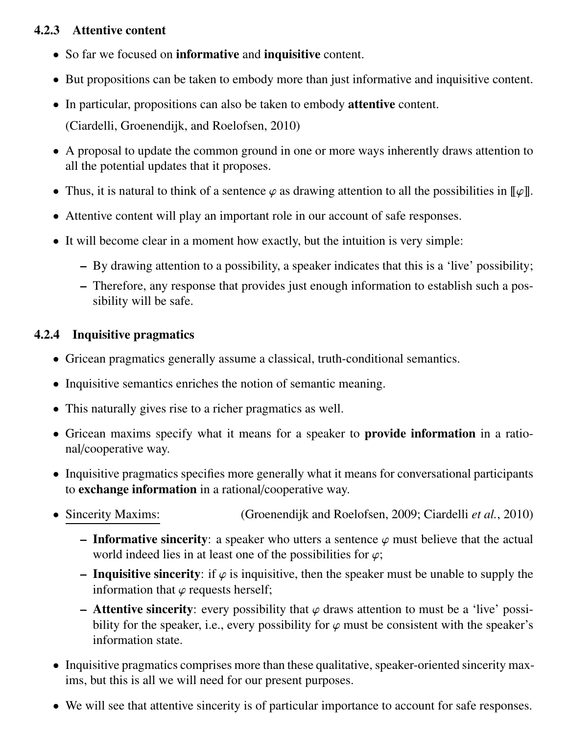#### 4.2.3 Attentive content

- So far we focused on **informative** and **inquisitive** content.
- But propositions can be taken to embody more than just informative and inquisitive content.
- In particular, propositions can also be taken to embody **attentive** content.

  (Ciardelli, Groenendijk, and Roelofsen, 2010)
- A proposal to update the common ground in one or more ways inherently draws attention to all the potential updates that it proposes.
- Thus, it is natural to think of a sentence $\varphi$ as drawing attention to all the possibilities in $[\![\varphi]\!]$.
- Attentive content will play an important role in our account of safe responses.
- It will become clear in a moment how exactly, but the intuition is very simple:
  - By drawing attention to a possibility, a speaker indicates that this is a 'live' possibility;
  - Therefore, any response that provides just enough information to establish such a possibility will be safe.

#### 4.2.4 Inquisitive pragmatics

- Gricean pragmatics generally assume a classical, truth-conditional semantics.
- Inquisitive semantics enriches the notion of semantic meaning.
- This naturally gives rise to a richer pragmatics as well.
- Gricean maxims specify what it means for a speaker to **provide information** in a rational/cooperative way.
- Inquisitive pragmatics specifies more generally what it means for conversational participants to **exchange information** in a rational/cooperative way.
- <u>Sincerity Maxims:</u> (Groenendijk and Roelofsen, 2009; Ciardelli *et al.*, 2010)
  - **Informative sincerity**: a speaker who utters a sentence $\varphi$ must believe that the actual world indeed lies in at least one of the possibilities for $\varphi$;
  - **Inquisitive sincerity**: if $\varphi$ is inquisitive, then the speaker must be unable to supply the information that $\varphi$ requests herself;
  - **Attentive sincerity**: every possibility that $\varphi$ draws attention to must be a 'live' possibility for the speaker, i.e., every possibility for $\varphi$ must be consistent with the speaker's information state.
- Inquisitive pragmatics comprises more than these qualitative, speaker-oriented sincerity maxims, but this is all we will need for our present purposes.
- We will see that attentive sincerity is of particular importance to account for safe responses.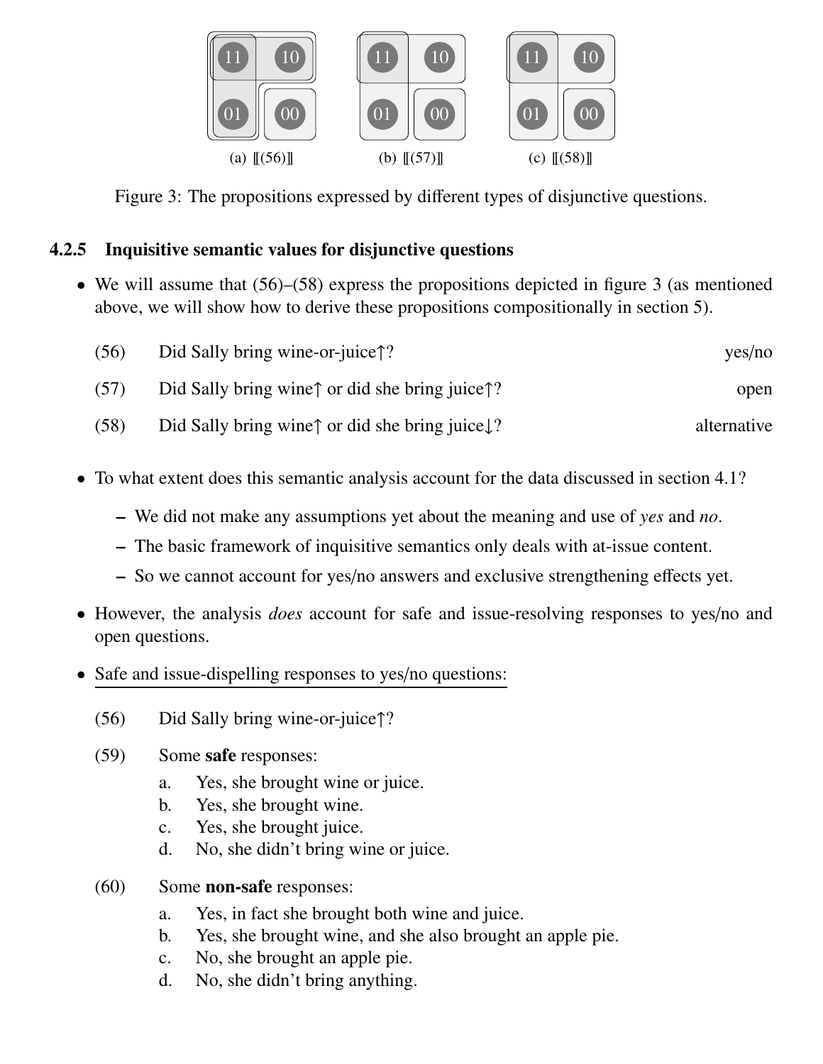(a) ⟦(56)⟧ (b) ⟦(57)⟧ (c) ⟦(58)⟧

Figure 3: The propositions expressed by different types of disjunctive questions.

### 4.2.5 Inquisitive semantic values for disjunctive questions

- We will assume that (56)–(58) express the propositions depicted in figure 3 (as mentioned above, we will show how to derive these propositions compositionally in section 5).

(56) Did Sally bring wine-or-juice↑? — yes/no

(57) Did Sally bring wine↑ or did she bring juice↑? — open

(58) Did Sally bring wine↑ or did she bring juice↓? — alternative

- To what extent does this semantic analysis account for the data discussed in section 4.1?
  - We did not make any assumptions yet about the meaning and use of *yes* and *no*.
  - The basic framework of inquisitive semantics only deals with at-issue content.
  - So we cannot account for yes/no answers and exclusive strengthening effects yet.
- However, the analysis *does* account for safe and issue-resolving responses to yes/no and open questions.
- Safe and issue-dispelling responses to yes/no questions:

(56) Did Sally bring wine-or-juice↑?

(59) Some **safe** responses:

a. Yes, she brought wine or juice.
b. Yes, she brought wine.
c. Yes, she brought juice.
d. No, she didn't bring wine or juice.

(60) Some **non-safe** responses:

a. Yes, in fact she brought both wine and juice.
b. Yes, she brought wine, and she also brought an apple pie.
c. No, she brought an apple pie.
d. No, she didn't bring anything.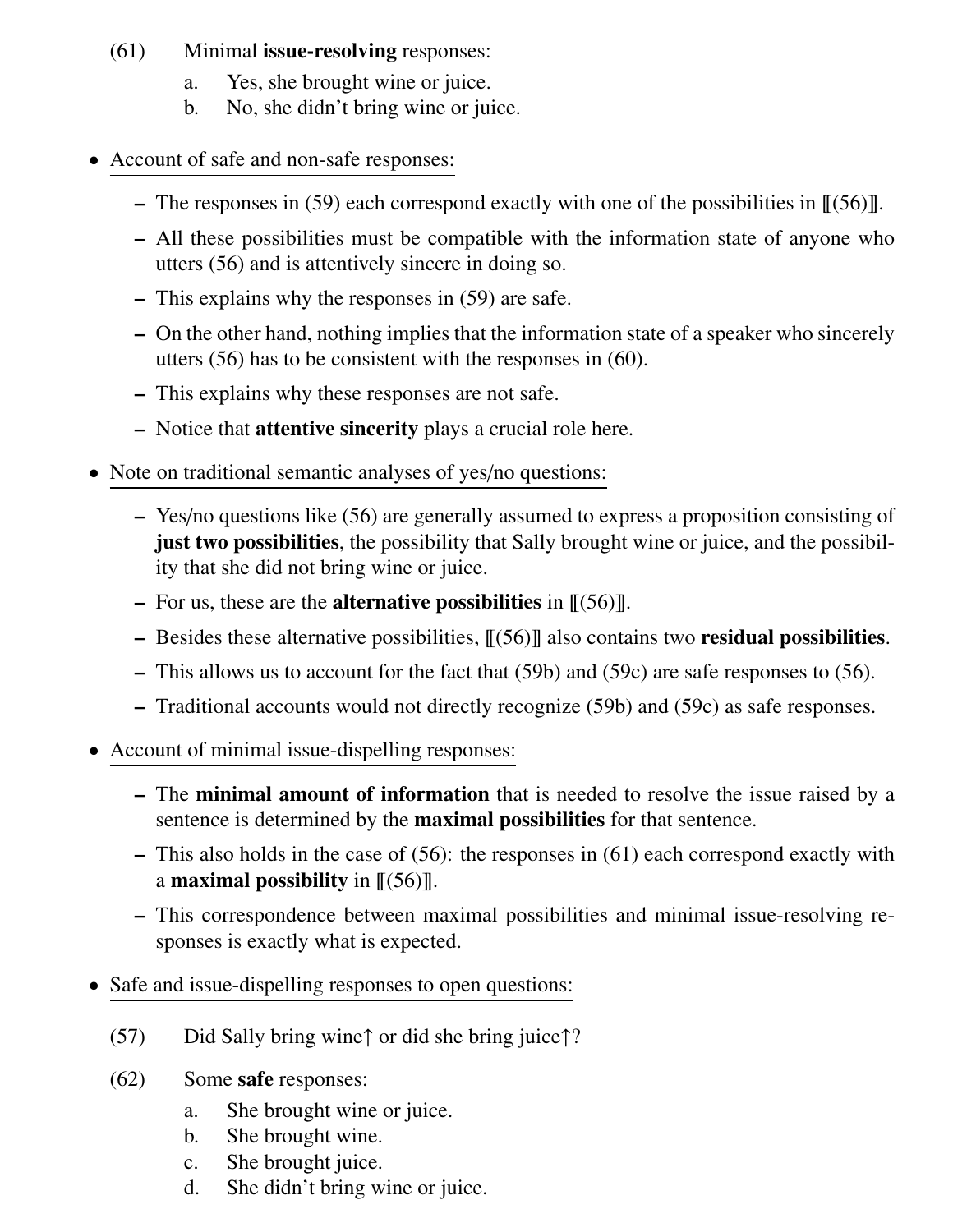(61) Minimal **issue-resolving** responses:

a. Yes, she brought wine or juice.
b. No, she didn't bring wine or juice.

- Account of safe and non-safe responses:
  - The responses in (59) each correspond exactly with one of the possibilities in ⟦(56)⟧.
  - All these possibilities must be compatible with the information state of anyone who utters (56) and is attentively sincere in doing so.
  - This explains why the responses in (59) are safe.
  - On the other hand, nothing implies that the information state of a speaker who sincerely utters (56) has to be consistent with the responses in (60).
  - This explains why these responses are not safe.
  - Notice that **attentive sincerity** plays a crucial role here.

- Note on traditional semantic analyses of yes/no questions:
  - Yes/no questions like (56) are generally assumed to express a proposition consisting of **just two possibilities**, the possibility that Sally brought wine or juice, and the possibility that she did not bring wine or juice.
  - For us, these are the **alternative possibilities** in ⟦(56)⟧.
  - Besides these alternative possibilities, ⟦(56)⟧ also contains two **residual possibilities**.
  - This allows us to account for the fact that (59b) and (59c) are safe responses to (56).
  - Traditional accounts would not directly recognize (59b) and (59c) as safe responses.

- Account of minimal issue-dispelling responses:
  - The **minimal amount of information** that is needed to resolve the issue raised by a sentence is determined by the **maximal possibilities** for that sentence.
  - This also holds in the case of (56): the responses in (61) each correspond exactly with a **maximal possibility** in ⟦(56)⟧.
  - This correspondence between maximal possibilities and minimal issue-resolving responses is exactly what is expected.

- Safe and issue-dispelling responses to open questions:

(57) Did Sally bring wine↑ or did she bring juice↑?

(62) Some **safe** responses:

a. She brought wine or juice.
b. She brought wine.
c. She brought juice.
d. She didn't bring wine or juice.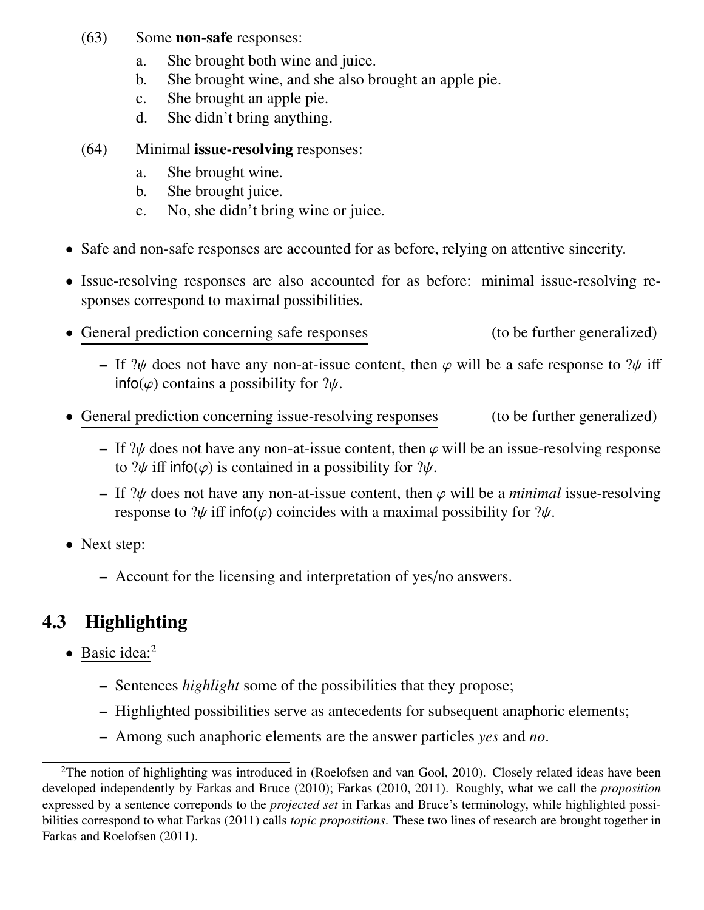(63) Some **non-safe** responses:

a. She brought both wine and juice.
b. She brought wine, and she also brought an apple pie.
c. She brought an apple pie.
d. She didn't bring anything.

(64) Minimal **issue-resolving** responses:

a. She brought wine.
b. She brought juice.
c. No, she didn't bring wine or juice.

- Safe and non-safe responses are accounted for as before, relying on attentive sincerity.
- Issue-resolving responses are also accounted for as before: minimal issue-resolving responses correspond to maximal possibilities.
- General prediction concerning safe responses (to be further generalized)
  - If $?\psi$ does not have any non-at-issue content, then $\varphi$ will be a safe response to $?\psi$ iff $\mathsf{info}(\varphi)$ contains a possibility for $?\psi$.
- General prediction concerning issue-resolving responses (to be further generalized)
  - If $?\psi$ does not have any non-at-issue content, then $\varphi$ will be an issue-resolving response to $?\psi$ iff $\mathsf{info}(\varphi)$ is contained in a possibility for $?\psi$.
  - If $?\psi$ does not have any non-at-issue content, then $\varphi$ will be a *minimal* issue-resolving response to $?\psi$ iff $\mathsf{info}(\varphi)$ coincides with a maximal possibility for $?\psi$.
- Next step:
  - Account for the licensing and interpretation of yes/no answers.

## 4.3 Highlighting

- Basic idea:[2]
  - Sentences *highlight* some of the possibilities that they propose;
  - Highlighted possibilities serve as antecedents for subsequent anaphoric elements;
  - Among such anaphoric elements are the answer particles *yes* and *no*.

[2] The notion of highlighting was introduced in (Roelofsen and van Gool, 2010). Closely related ideas have been developed independently by Farkas and Bruce (2010); Farkas (2010, 2011). Roughly, what we call the *proposition* expressed by a sentence correponds to the *projected set* in Farkas and Bruce's terminology, while highlighted possibilities correspond to what Farkas (2011) calls *topic propositions*. These two lines of research are brought together in Farkas and Roelofsen (2011).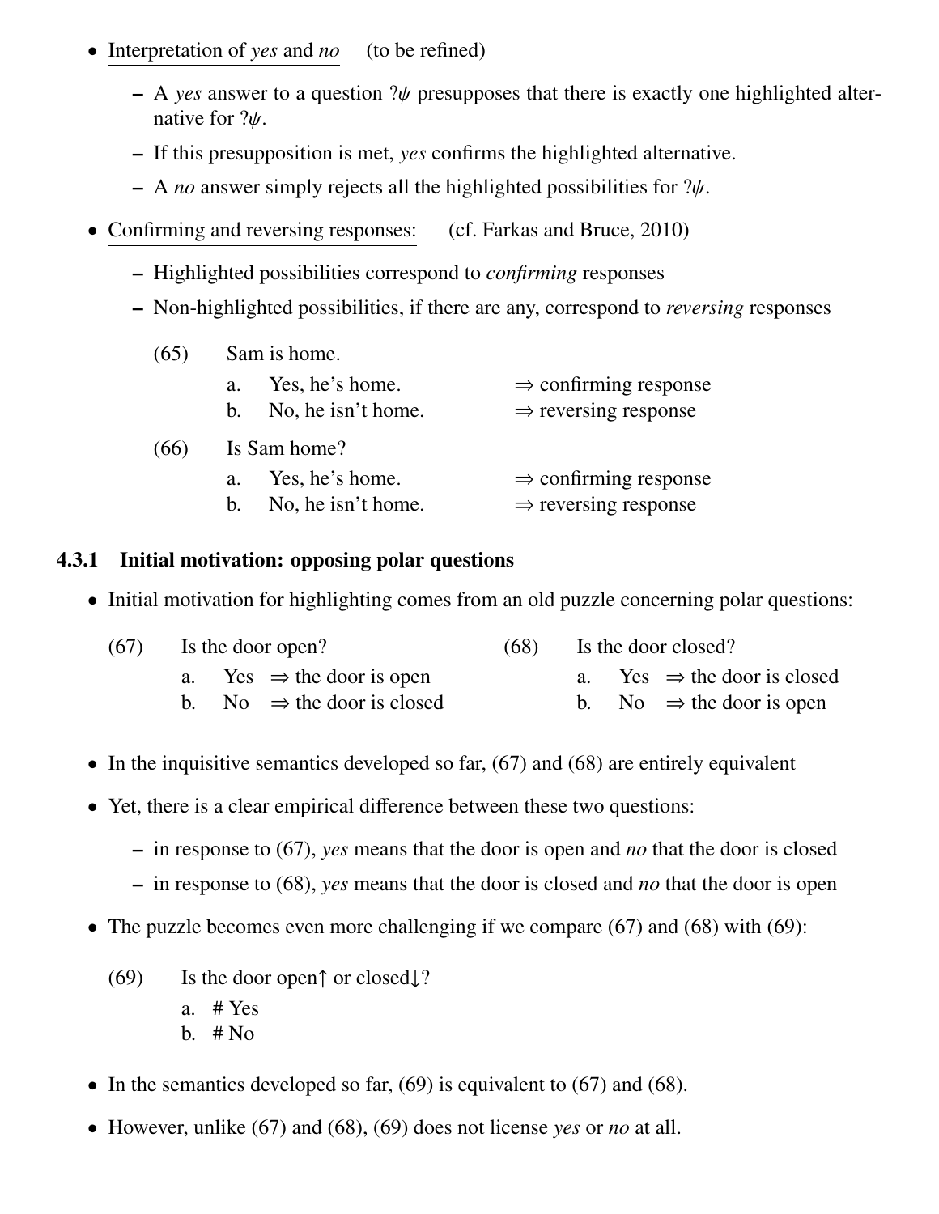- Interpretation of *yes* and *no* (to be refined)
  - A *yes* answer to a question $?\psi$ presupposes that there is exactly one highlighted alternative for $?\psi$.
  - If this presupposition is met, *yes* confirms the highlighted alternative.
  - A *no* answer simply rejects all the highlighted possibilities for $?\psi$.

- Confirming and reversing responses: (cf. Farkas and Bruce, 2010)
  - Highlighted possibilities correspond to *confirming* responses
  - Non-highlighted possibilities, if there are any, correspond to *reversing* responses

(65) Sam is home.

a. Yes, he's home. ⇒ confirming response

b. No, he isn't home. ⇒ reversing response

(66) Is Sam home?

a. Yes, he's home. ⇒ confirming response

b. No, he isn't home. ⇒ reversing response

### 4.3.1 Initial motivation: opposing polar questions

- Initial motivation for highlighting comes from an old puzzle concerning polar questions:

(67) Is the door open?

a. Yes ⇒ the door is open

b. No ⇒ the door is closed

(68) Is the door closed?

a. Yes ⇒ the door is closed

b. No ⇒ the door is open

- In the inquisitive semantics developed so far, (67) and (68) are entirely equivalent
- Yet, there is a clear empirical difference between these two questions:
  - in response to (67), *yes* means that the door is open and *no* that the door is closed
  - in response to (68), *yes* means that the door is closed and *no* that the door is open
- The puzzle becomes even more challenging if we compare (67) and (68) with (69):

(69) Is the door open↑ or closed↓?

a. # Yes

b. # No

- In the semantics developed so far, (69) is equivalent to (67) and (68).
- However, unlike (67) and (68), (69) does not license *yes* or *no* at all.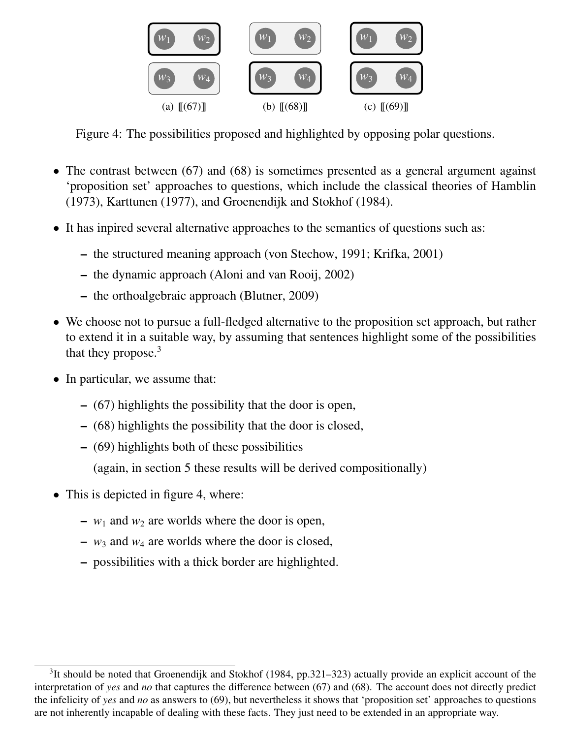(a) [[(67)]]　(b) [[(68)]]　(c) [[(69)]]

Figure 4: The possibilities proposed and highlighted by opposing polar questions.

- The contrast between (67) and (68) is sometimes presented as a general argument against 'proposition set' approaches to questions, which include the classical theories of Hamblin (1973), Karttunen (1977), and Groenendijk and Stokhof (1984).
- It has inpired several alternative approaches to the semantics of questions such as:
  - the structured meaning approach (von Stechow, 1991; Krifka, 2001)
  - the dynamic approach (Aloni and van Rooij, 2002)
  - the orthoalgebraic approach (Blutner, 2009)
- We choose not to pursue a full-fledged alternative to the proposition set approach, but rather to extend it in a suitable way, by assuming that sentences highlight some of the possibilities that they propose.[3]
- In particular, we assume that:
  - (67) highlights the possibility that the door is open,
  - (68) highlights the possibility that the door is closed,
  - (69) highlights both of these possibilities

    (again, in section 5 these results will be derived compositionally)
- This is depicted in figure 4, where:
  - $w_1$ and $w_2$ are worlds where the door is open,
  - $w_3$ and $w_4$ are worlds where the door is closed,
  - possibilities with a thick border are highlighted.

[3] It should be noted that Groenendijk and Stokhof (1984, pp.321–323) actually provide an explicit account of the interpretation of *yes* and *no* that captures the difference between (67) and (68). The account does not directly predict the infelicity of *yes* and *no* as answers to (69), but nevertheless it shows that 'proposition set' approaches to questions are not inherently incapable of dealing with these facts. They just need to be extended in an appropriate way.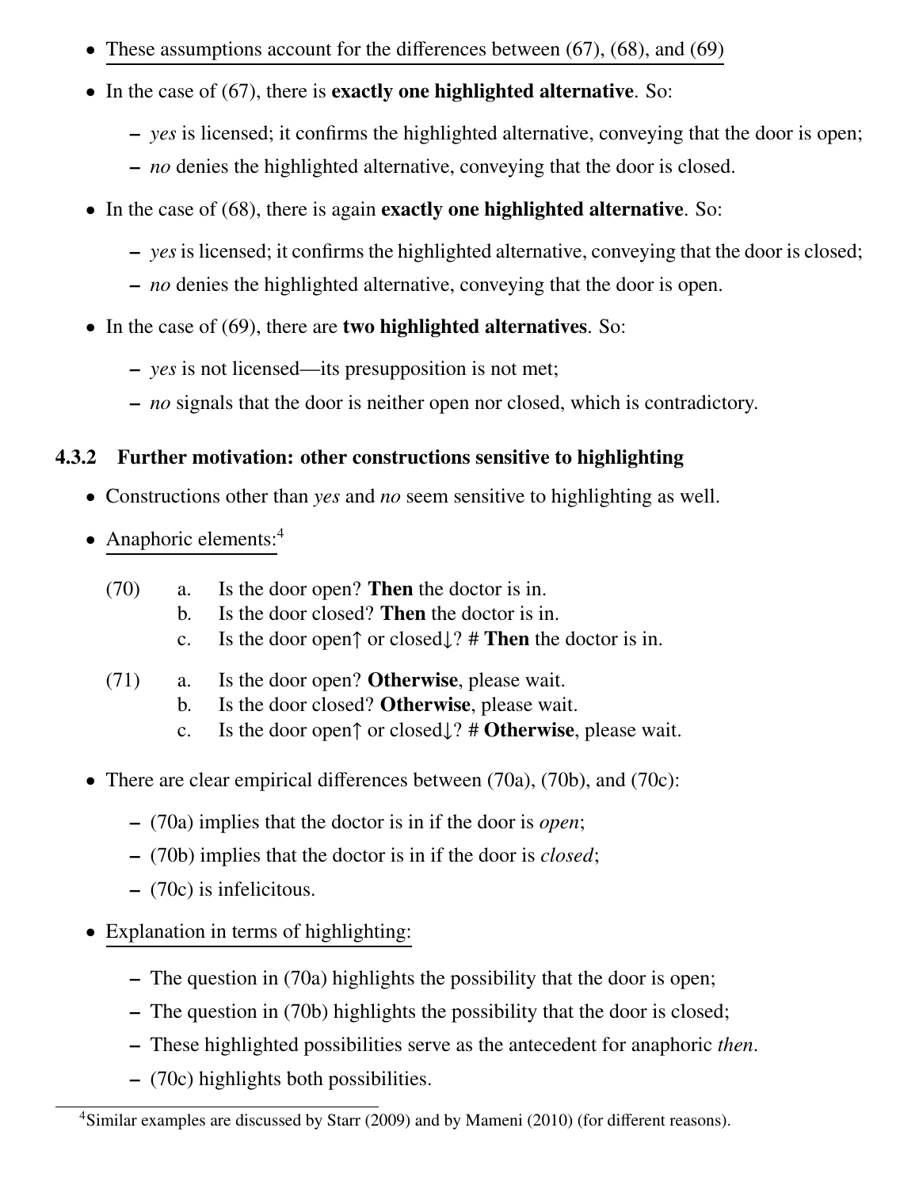- These assumptions account for the differences between (67), (68), and (69)
- In the case of (67), there is **exactly one highlighted alternative**. So:
  - *yes* is licensed; it confirms the highlighted alternative, conveying that the door is open;
  - *no* denies the highlighted alternative, conveying that the door is closed.
- In the case of (68), there is again **exactly one highlighted alternative**. So:
  - *yes* is licensed; it confirms the highlighted alternative, conveying that the door is closed;
  - *no* denies the highlighted alternative, conveying that the door is open.
- In the case of (69), there are **two highlighted alternatives**. So:
  - *yes* is not licensed—its presupposition is not met;
  - *no* signals that the door is neither open nor closed, which is contradictory.

### 4.3.2 Further motivation: other constructions sensitive to highlighting

- Constructions other than *yes* and *no* seem sensitive to highlighting as well.
- Anaphoric elements:[4]

(70) a. Is the door open? **Then** the doctor is in.
     b. Is the door closed? **Then** the doctor is in.
     c. Is the door open↑ or closed↓? # **Then** the doctor is in.

(71) a. Is the door open? **Otherwise**, please wait.
     b. Is the door closed? **Otherwise**, please wait.
     c. Is the door open↑ or closed↓? # **Otherwise**, please wait.

- There are clear empirical differences between (70a), (70b), and (70c):
  - (70a) implies that the doctor is in if the door is *open*;
  - (70b) implies that the doctor is in if the door is *closed*;
  - (70c) is infelicitous.
- Explanation in terms of highlighting:
  - The question in (70a) highlights the possibility that the door is open;
  - The question in (70b) highlights the possibility that the door is closed;
  - These highlighted possibilities serve as the antecedent for anaphoric *then*.
  - (70c) highlights both possibilities.

[4] Similar examples are discussed by Starr (2009) and by Mameni (2010) (for different reasons).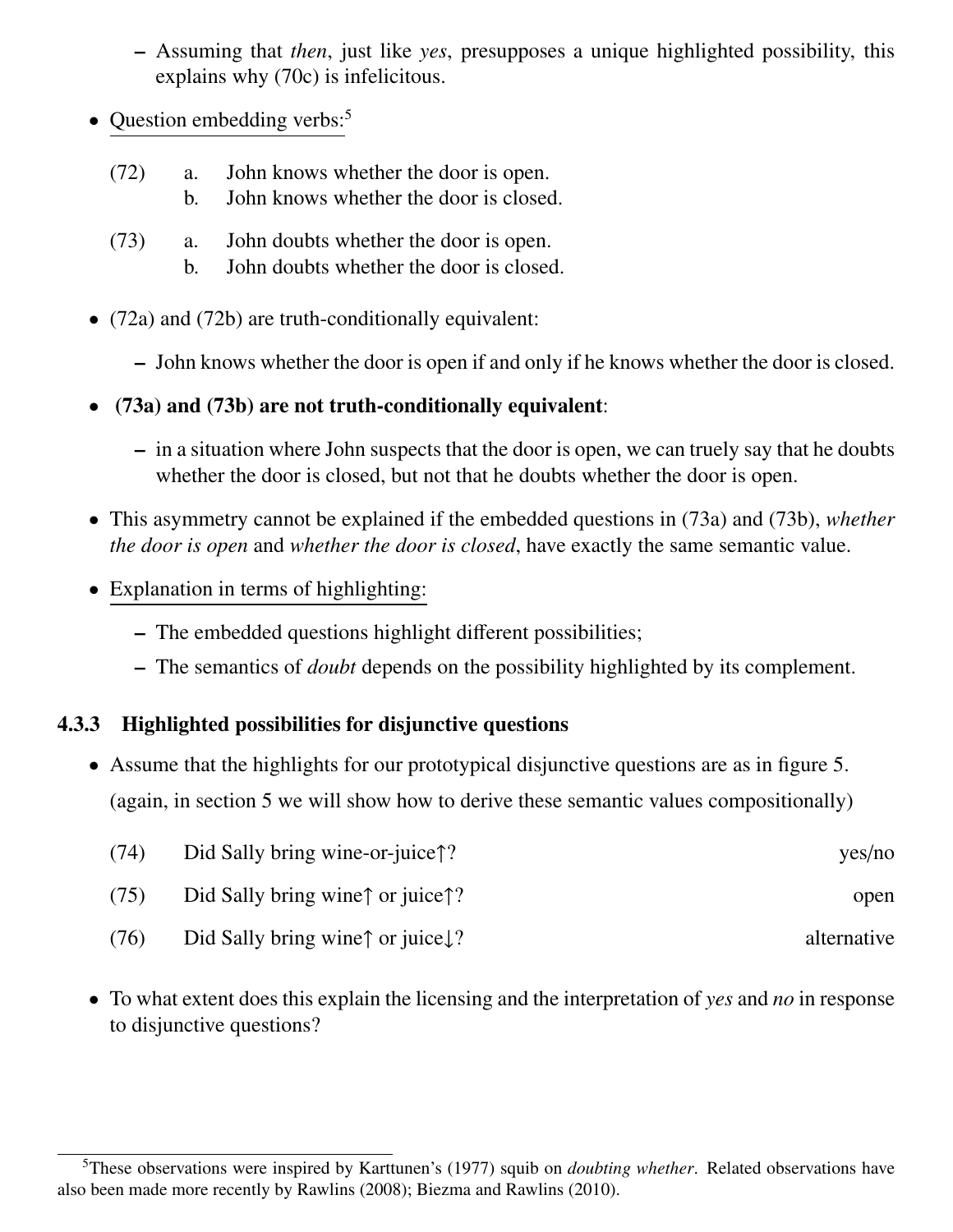- Assuming that *then*, just like *yes*, presupposes a unique highlighted possibility, this explains why (70c) is infelicitous.

- Question embedding verbs:[5]

(72) a. John knows whether the door is open.
     b. John knows whether the door is closed.

(73) a. John doubts whether the door is open.
     b. John doubts whether the door is closed.

- (72a) and (72b) are truth-conditionally equivalent:
  - John knows whether the door is open if and only if he knows whether the door is closed.
- **(73a) and (73b) are not truth-conditionally equivalent**:
  - in a situation where John suspects that the door is open, we can truely say that he doubts whether the door is closed, but not that he doubts whether the door is open.
- This asymmetry cannot be explained if the embedded questions in (73a) and (73b), *whether the door is open* and *whether the door is closed*, have exactly the same semantic value.
- Explanation in terms of highlighting:
  - The embedded questions highlight different possibilities;
  - The semantics of *doubt* depends on the possibility highlighted by its complement.

### 4.3.3 Highlighted possibilities for disjunctive questions

- Assume that the highlights for our prototypical disjunctive questions are as in figure 5. (again, in section 5 we will show how to derive these semantic values compositionally)

(74) Did Sally bring wine-or-juice↑? — yes/no

(75) Did Sally bring wine↑ or juice↑? — open

(76) Did Sally bring wine↑ or juice↓? — alternative

- To what extent does this explain the licensing and the interpretation of *yes* and *no* in response to disjunctive questions?

[5] These observations were inspired by Karttunen's (1977) squib on *doubting whether*. Related observations have also been made more recently by Rawlins (2008); Biezma and Rawlins (2010).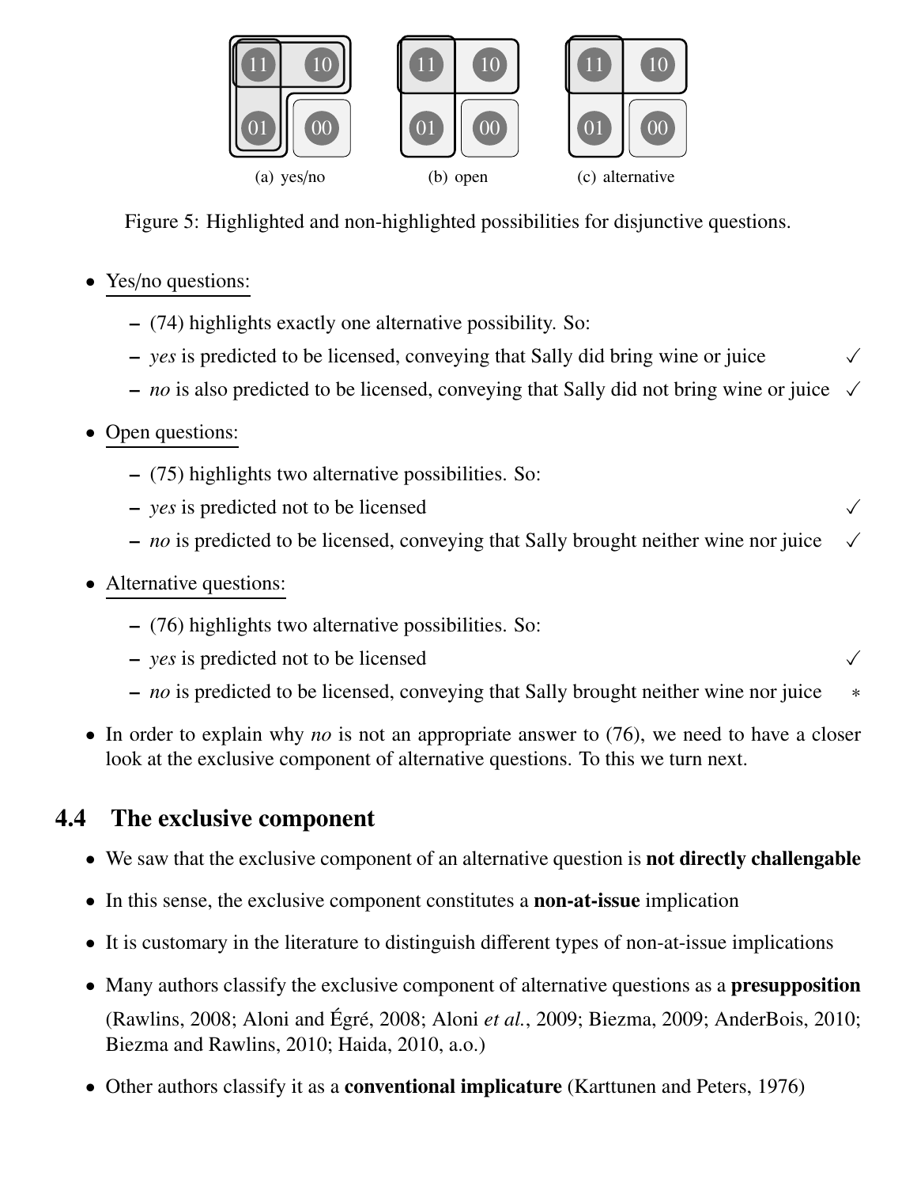(a) yes/no (b) open (c) alternative

Figure 5: Highlighted and non-highlighted possibilities for disjunctive questions.

- Yes/no questions:
  - (74) highlights exactly one alternative possibility. So:
  - *yes* is predicted to be licensed, conveying that Sally did bring wine or juice ✓
  - *no* is also predicted to be licensed, conveying that Sally did not bring wine or juice ✓
- Open questions:
  - (75) highlights two alternative possibilities. So:
  - *yes* is predicted not to be licensed ✓
  - *no* is predicted to be licensed, conveying that Sally brought neither wine nor juice ✓
- Alternative questions:
  - (76) highlights two alternative possibilities. So:
  - *yes* is predicted not to be licensed ✓
  - *no* is predicted to be licensed, conveying that Sally brought neither wine nor juice *
- In order to explain why *no* is not an appropriate answer to (76), we need to have a closer look at the exclusive component of alternative questions. To this we turn next.

## 4.4 The exclusive component

- We saw that the exclusive component of an alternative question is **not directly challengable**
- In this sense, the exclusive component constitutes a **non-at-issue** implication
- It is customary in the literature to distinguish different types of non-at-issue implications
- Many authors classify the exclusive component of alternative questions as a **presupposition** (Rawlins, 2008; Aloni and Égré, 2008; Aloni *et al.*, 2009; Biezma, 2009; AnderBois, 2010; Biezma and Rawlins, 2010; Haida, 2010, a.o.)
- Other authors classify it as a **conventional implicature** (Karttunen and Peters, 1976)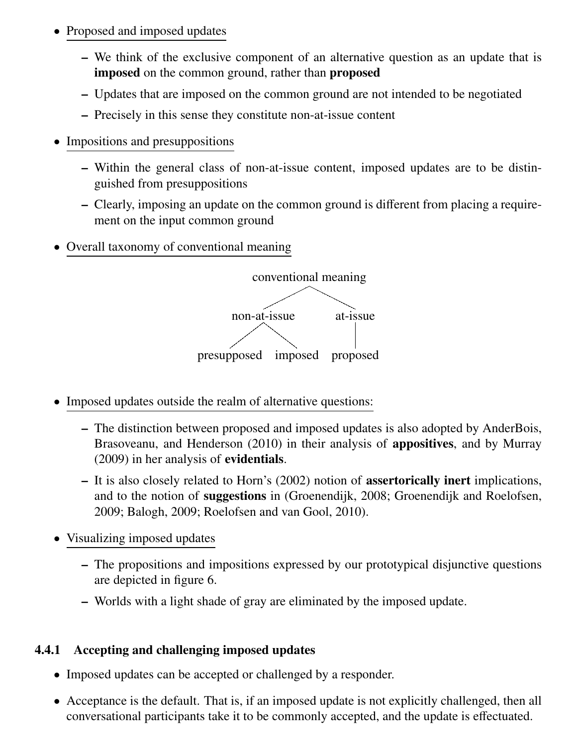- Proposed and imposed updates
  - We think of the exclusive component of an alternative question as an update that is **imposed** on the common ground, rather than **proposed**
  - Updates that are imposed on the common ground are not intended to be negotiated
  - Precisely in this sense they constitute non-at-issue content
- Impositions and presuppositions
  - Within the general class of non-at-issue content, imposed updates are to be distinguished from presuppositions
  - Clearly, imposing an update on the common ground is different from placing a requirement on the input common ground
- Overall taxonomy of conventional meaning

```
              conventional meaning
               /                \
        non-at-issue          at-issue
         /        \               |
  presupposed   imposed       proposed
```

- Imposed updates outside the realm of alternative questions:
  - The distinction between proposed and imposed updates is also adopted by AnderBois, Brasoveanu, and Henderson (2010) in their analysis of **appositives**, and by Murray (2009) in her analysis of **evidentials**.
  - It is also closely related to Horn's (2002) notion of **assertorically inert** implications, and to the notion of **suggestions** in (Groenendijk, 2008; Groenendijk and Roelofsen, 2009; Balogh, 2009; Roelofsen and van Gool, 2010).
- Visualizing imposed updates
  - The propositions and impositions expressed by our prototypical disjunctive questions are depicted in figure 6.
  - Worlds with a light shade of gray are eliminated by the imposed update.

### 4.4.1 Accepting and challenging imposed updates

- Imposed updates can be accepted or challenged by a responder.
- Acceptance is the default. That is, if an imposed update is not explicitly challenged, then all conversational participants take it to be commonly accepted, and the update is effectuated.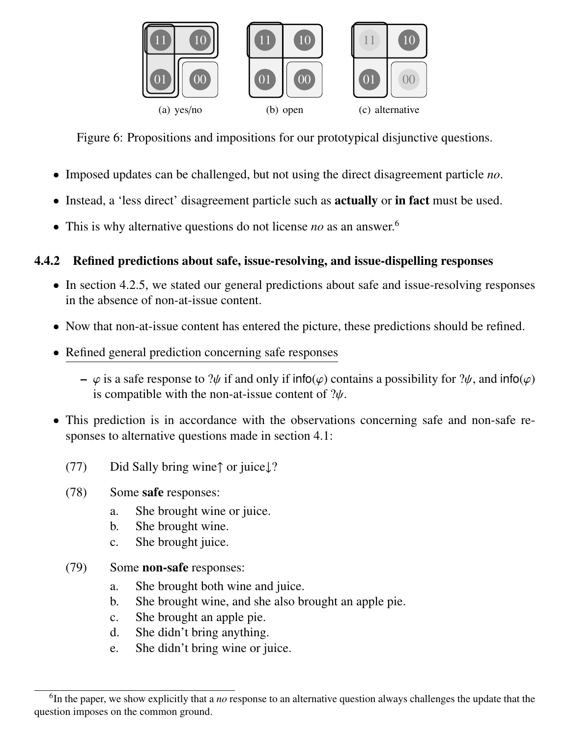(a) yes/no (b) open (c) alternative

Figure 6: Propositions and impositions for our prototypical disjunctive questions.

- Imposed updates can be challenged, but not using the direct disagreement particle *no*.
- Instead, a 'less direct' disagreement particle such as **actually** or **in fact** must be used.
- This is why alternative questions do not license *no* as an answer.[6]

#### 4.4.2 Refined predictions about safe, issue-resolving, and issue-dispelling responses

- In section 4.2.5, we stated our general predictions about safe and issue-resolving responses in the absence of non-at-issue content.
- Now that non-at-issue content has entered the picture, these predictions should be refined.
- <u>Refined general prediction concerning safe responses</u>
  - $\varphi$ is a safe response to $?\psi$ if and only if $\mathsf{info}(\varphi)$ contains a possibility for $?\psi$, and $\mathsf{info}(\varphi)$ is compatible with the non-at-issue content of $?\psi$.
- This prediction is in accordance with the observations concerning safe and non-safe responses to alternative questions made in section 4.1:

(77) Did Sally bring wine↑ or juice↓?

(78) Some **safe** responses:
  a. She brought wine or juice.
  b. She brought wine.
  c. She brought juice.

(79) Some **non-safe** responses:
  a. She brought both wine and juice.
  b. She brought wine, and she also brought an apple pie.
  c. She brought an apple pie.
  d. She didn't bring anything.
  e. She didn't bring wine or juice.

[6] In the paper, we show explicitly that a *no* response to an alternative question always challenges the update that the question imposes on the common ground.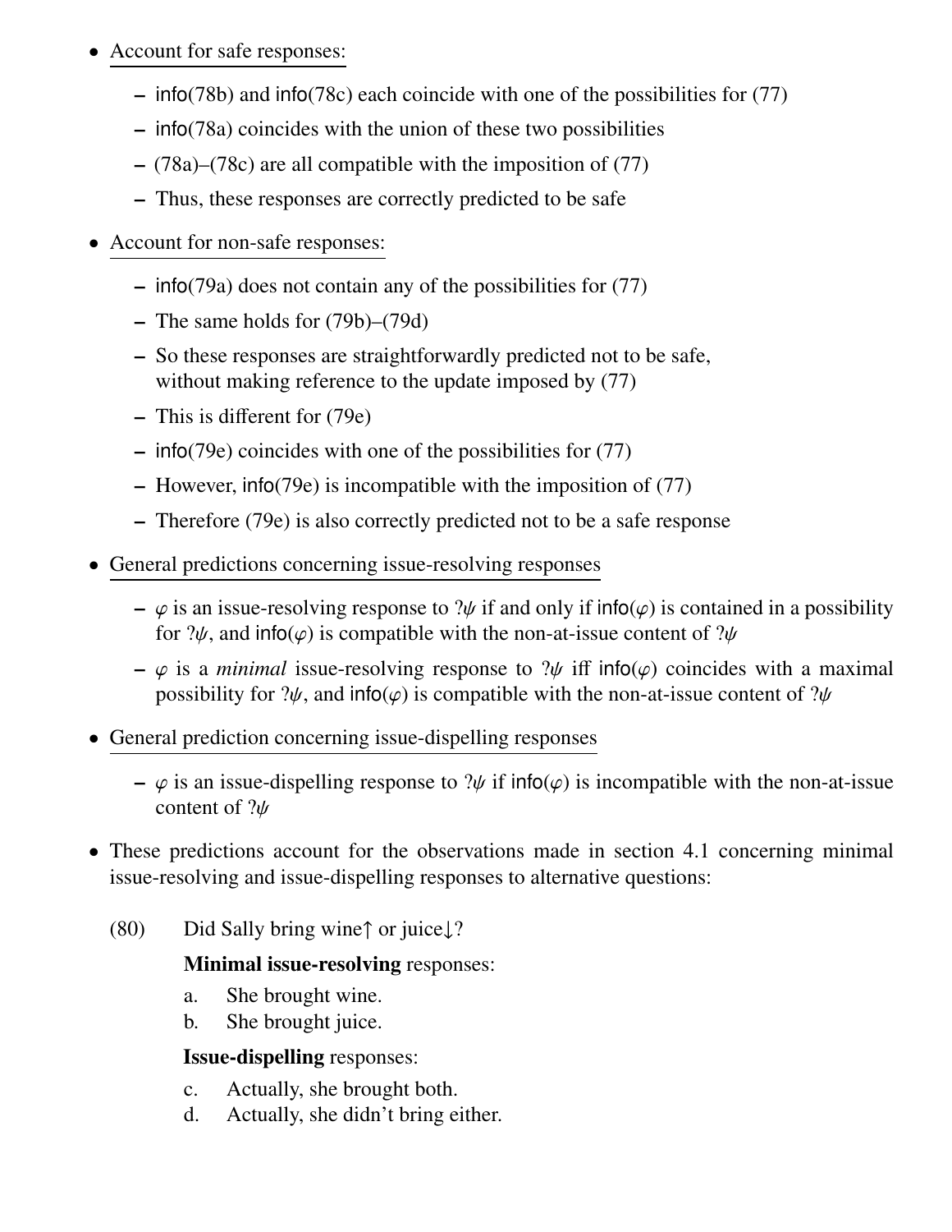- Account for safe responses:
  - info(78b) and info(78c) each coincide with one of the possibilities for (77)
  - info(78a) coincides with the union of these two possibilities
  - (78a)–(78c) are all compatible with the imposition of (77)
  - Thus, these responses are correctly predicted to be safe
- Account for non-safe responses:
  - info(79a) does not contain any of the possibilities for (77)
  - The same holds for (79b)–(79d)
  - So these responses are straightforwardly predicted not to be safe, without making reference to the update imposed by (77)
  - This is different for (79e)
  - info(79e) coincides with one of the possibilities for (77)
  - However, info(79e) is incompatible with the imposition of (77)
  - Therefore (79e) is also correctly predicted not to be a safe response
- General predictions concerning issue-resolving responses
  - $\varphi$ is an issue-resolving response to $?\psi$ if and only if info($\varphi$) is contained in a possibility for $?\psi$, and info($\varphi$) is compatible with the non-at-issue content $?\psi$
  - $\varphi$ is a *minimal* issue-resolving response to $?\psi$ iff info($\varphi$) coincides with a maximal possibility for $?\psi$, and info($\varphi$) is compatible with the non-at-issue content of $?\psi$
- General prediction concerning issue-dispelling responses
  - $\varphi$ is an issue-dispelling response to $?\psi$ if info($\varphi$) is incompatible with the non-at-issue content of $?\psi$
- These predictions account for the observations made in section 4.1 concerning minimal issue-resolving and issue-dispelling responses to alternative questions:

(80) Did Sally bring wine↑ or juice↓?

**Minimal issue-resolving** responses:

a. She brought wine.
b. She brought juice.

**Issue-dispelling** responses:

c. Actually, she brought both.
d. Actually, she didn't bring either.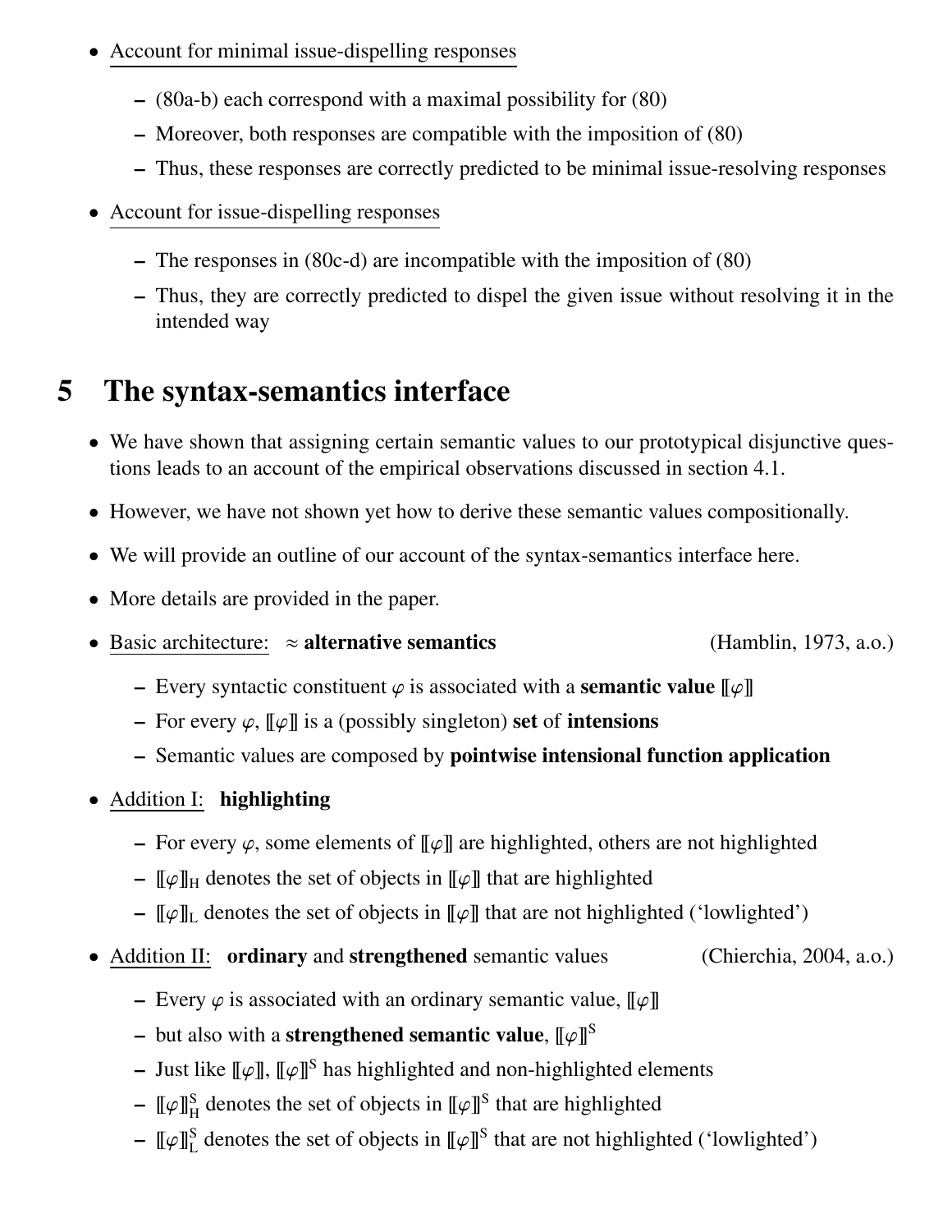- Account for minimal issue-dispelling responses
  - (80a-b) each correspond with a maximal possibility for (80)
  - Moreover, both responses are compatible with the imposition of (80)
  - Thus, these responses are correctly predicted to be minimal issue-resolving responses
- Account for issue-dispelling responses
  - The responses in (80c-d) are incompatible with the imposition of (80)
  - Thus, they are correctly predicted to dispel the given issue without resolving it in the intended way

# 5 The syntax-semantics interface

- We have shown that assigning certain semantic values to our prototypical disjunctive questions leads to an account of the empirical observations discussed in section 4.1.
- However, we have not shown yet how to derive these semantic values compositionally.
- We will provide an outline of our account of the syntax-semantics interface here.
- More details are provided in the paper.
- Basic architecture: $\approx$ **alternative semantics** (Hamblin, 1973, a.o.)
  - Every syntactic constituent $\varphi$ is associated with a **semantic value** $[\![\varphi]\!]$
  - For every $\varphi$, $[\![\varphi]\!]$ is a (possibly singleton) **set** of **intensions**
  - Semantic values are composed by **pointwise intensional function application**
- Addition I: **highlighting**
  - For every $\varphi$, some elements of $[\![\varphi]\!]$ are highlighted, others are not highlighted
  - $[\![\varphi]\!]_{\mathrm{H}}$ denotes the set of objects in $[\![\varphi]\!]$ that are highlighted
  - $[\![\varphi]\!]_{\mathrm{L}}$ denotes the set of objects in $[\![\varphi]\!]$ that are not highlighted ('lowlighted')
- Addition II: **ordinary** and **strengthened** semantic values (Chierchia, 2004, a.o.)
  - Every $\varphi$ is associated with an ordinary semantic value, $[\![\varphi]\!]$
  - but also with a **strengthened semantic value**, $[\![\varphi]\!]^{\mathrm{S}}$
  - Just like $[\![\varphi]\!]$, $[\![\varphi]\!]^{\mathrm{S}}$ has highlighted and non-highlighted elements
  - $[\![\varphi]\!]^{\mathrm{S}}_{\mathrm{H}}$ denotes the set of objects in $[\![\varphi]\!]^{\mathrm{S}}$ that are highlighted
  - $[\![\varphi]\!]^{\mathrm{S}}_{\mathrm{L}}$ denotes the set of objects in $[\![\varphi]\!]^{\mathrm{S}}$ that are not highlighted ('lowlighted')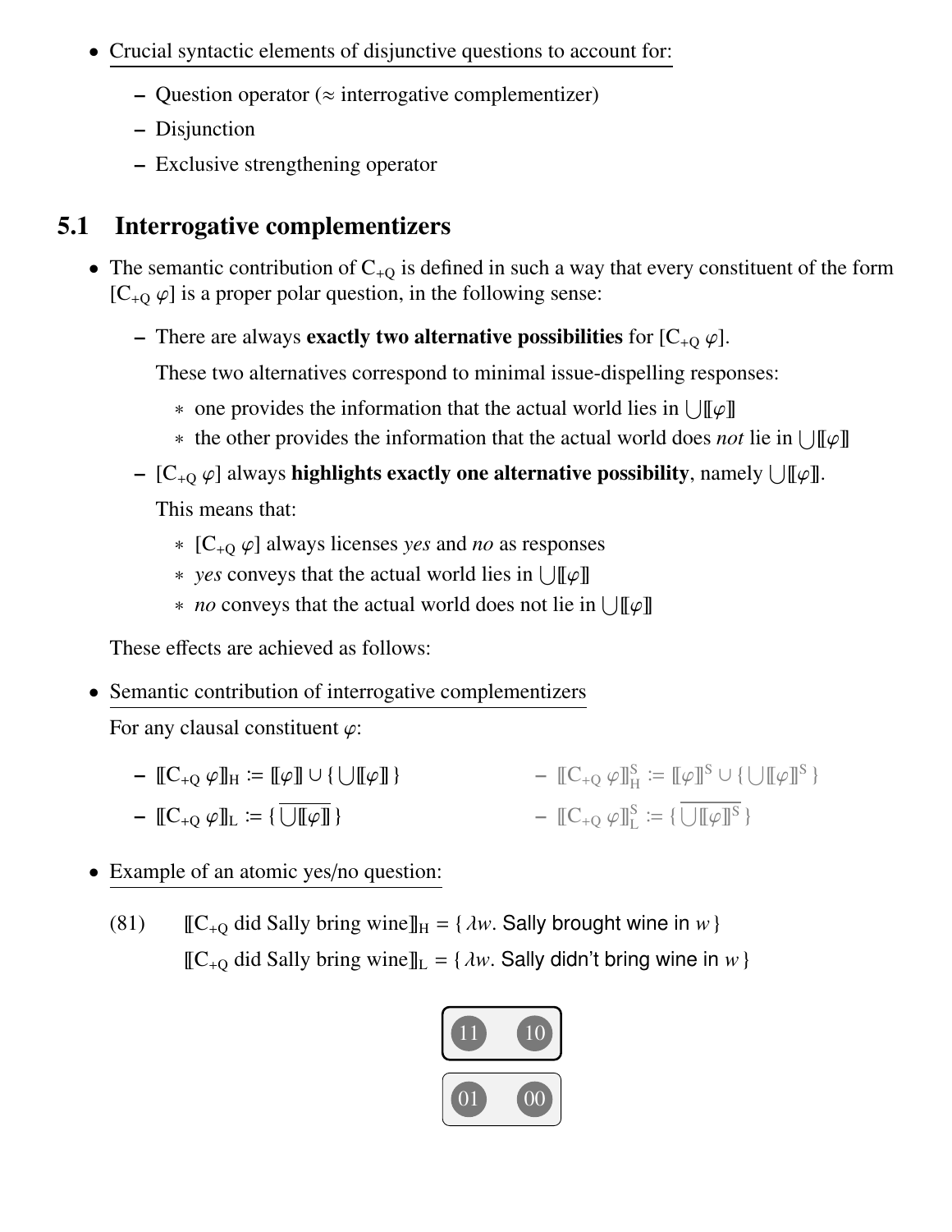- Crucial syntactic elements of disjunctive questions to account for:
  - Question operator (≈ interrogative complementizer)
  - Disjunction
  - Exclusive strengthening operator

## 5.1 Interrogative complementizers

- The semantic contribution of $C_{+Q}$ is defined in such a way that every constituent of the form $[C_{+Q}\ \varphi]$ is a proper polar question, in the following sense:
  - There are always **exactly two alternative possibilities** for $[C_{+Q}\ \varphi]$.

    These two alternatives correspond to minimal issue-dispelling responses:
    - one provides the information that the actual world lies in $\bigcup[\![\varphi]\!]$
    - the other provides the information that the actual world does *not* lie in $\bigcup[\![\varphi]\!]$
  - $[C_{+Q}\ \varphi]$ always **highlights exactly one alternative possibility**, namely $\bigcup[\![\varphi]\!]$.

    This means that:
    - $[C_{+Q}\ \varphi]$ always licenses *yes* and *no* as responses
    - *yes* conveys that the actual world lies in $\bigcup[\![\varphi]\!]$
    - *no* conveys that the actual world does not lie in $\bigcup[\![\varphi]\!]$

  These effects are achieved as follows:

- Semantic contribution of interrogative complementizers

  For any clausal constituent $\varphi$:

  - $[\![C_{+Q}\ \varphi]\!]_{H} := [\![\varphi]\!] \cup \{\bigcup[\![\varphi]\!]\}$
  - $[\![C_{+Q}\ \varphi]\!]_{L} := \{\overline{\bigcup[\![\varphi]\!]}\}$
  - $[\![C_{+Q}\ \varphi]\!]^{S}_{H} := [\![\varphi]\!]^{S} \cup \{\bigcup[\![\varphi]\!]^{S}\}$
  - $[\![C_{+Q}\ \varphi]\!]^{S}_{L} := \{\overline{\bigcup[\![\varphi]\!]^{S}}\}$

- Example of an atomic yes/no question:

(81) $[\![C_{+Q}$ did Sally bring wine$]\!]_{H} = \{\lambda w.$ Sally brought wine in $w\}$

$[\![C_{+Q}$ did Sally bring wine$]\!]_{L} = \{\lambda w.$ Sally didn't bring wine in $w\}$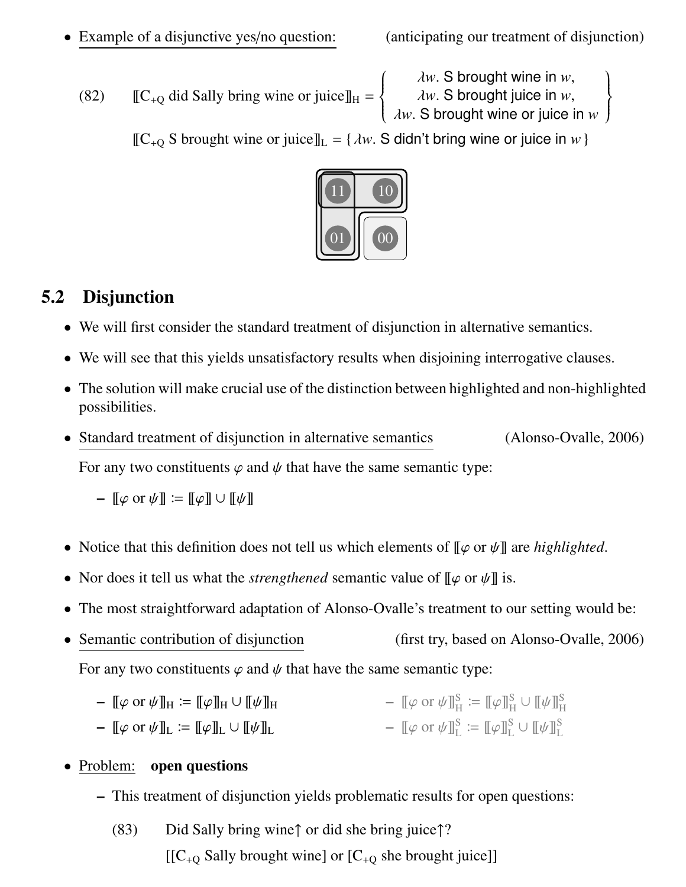- Example of a disjunctive yes/no question: (anticipating our treatment of disjunction)

(82) $[\![\text{C}_{+\text{Q}} \text{ did Sally bring wine or juice}]\!]_{\text{H}} = \left\{ \begin{array}{c} \lambda w.\ \text{S brought wine in } w, \\ \lambda w.\ \text{S brought juice in } w, \\ \lambda w.\ \text{S brought wine or juice in } w \end{array} \right\}$

$[\![\text{C}_{+\text{Q}} \text{ S brought wine or juice}]\!]_{\text{L}} = \{ \lambda w.\ \text{S didn't bring wine or juice in } w \}$

## 5.2 Disjunction

- We will first consider the standard treatment of disjunction in alternative semantics.
- We will see that this yields unsatisfactory results when disjoining interrogative clauses.
- The solution will make crucial use of the distinction between highlighted and non-highlighted possibilities.
- Standard treatment of disjunction in alternative semantics (Alonso-Ovalle, 2006)

  For any two constituents $\varphi$ and $\psi$ that have the same semantic type:

  – $[\![\varphi \text{ or } \psi]\!] := [\![\varphi]\!] \cup [\![\psi]\!]$

- Notice that this definition does not tell us which elements of $[\![\varphi \text{ or } \psi]\!]$ are *highlighted*.
- Nor does it tell us what the *strengthened* semantic value of $[\![\varphi \text{ or } \psi]\!]$ is.
- The most straightforward adaptation of Alonso-Ovalle's treatment to our setting would be:
- Semantic contribution of disjunction (first try, based on Alonso-Ovalle, 2006)

  For any two constituents $\varphi$ and $\psi$ that have the same semantic type:

  – $[\![\varphi \text{ or } \psi]\!]_{\text{H}} := [\![\varphi]\!]_{\text{H}} \cup [\![\psi]\!]_{\text{H}}$ – $[\![\varphi \text{ or } \psi]\!]^{\text{S}}_{\text{H}} := [\![\varphi]\!]^{\text{S}}_{\text{H}} \cup [\![\psi]\!]^{\text{S}}_{\text{H}}$

  – $[\![\varphi \text{ or } \psi]\!]_{\text{L}} := [\![\varphi]\!]_{\text{L}} \cup [\![\psi]\!]_{\text{L}}$ – $[\![\varphi \text{ or } \psi]\!]^{\text{S}}_{\text{L}} := [\![\varphi]\!]^{\text{S}}_{\text{L}} \cup [\![\psi]\!]^{\text{S}}_{\text{L}}$

- Problem: **open questions**

  – This treatment of disjunction yields problematic results for open questions:

  (83) Did Sally bring wine↑ or did she bring juice↑?

  $[[\text{C}_{+\text{Q}} \text{ Sally brought wine}] \text{ or } [\text{C}_{+\text{Q}} \text{ she brought juice}]]$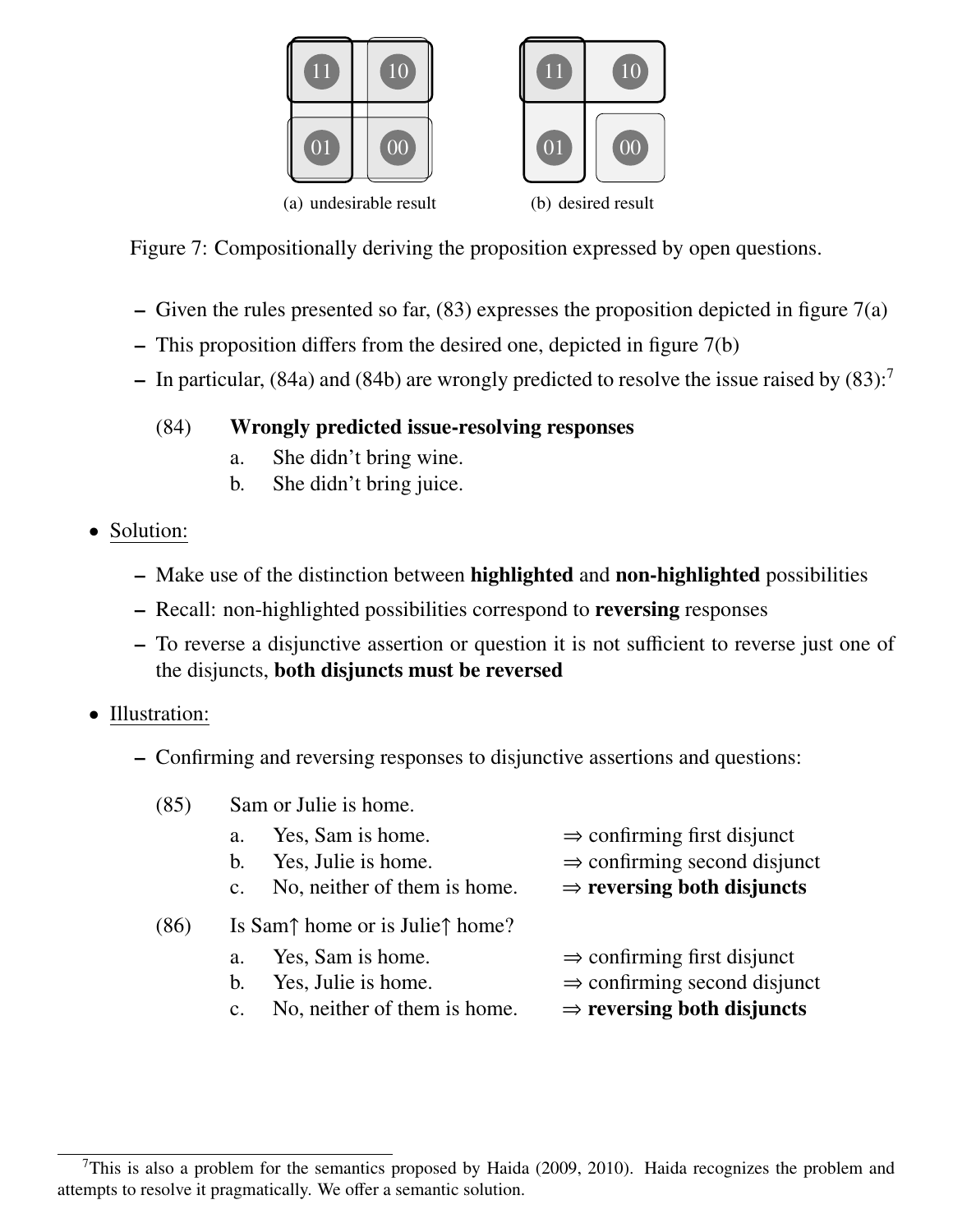(a) undesirable result (b) desired result

Figure 7: Compositionally deriving the proposition expressed by open questions.

- Given the rules presented so far, (83) expresses the proposition depicted in figure 7(a)
- This proposition differs from the desired one, depicted in figure 7(b)
- In particular, (84a) and (84b) are wrongly predicted to resolve the issue raised by (83):[7]

(84) **Wrongly predicted issue-resolving responses**
  a. She didn't bring wine.
  b. She didn't bring juice.

- Solution:
  - Make use of the distinction between **highlighted** and **non-highlighted** possibilities
  - Recall: non-highlighted possibilities correspond to **reversing** responses
  - To reverse a disjunctive assertion or question it is not sufficient to reverse just one of the disjuncts, **both disjuncts must be reversed**

- Illustration:
  - Confirming and reversing responses to disjunctive assertions and questions:

(85) Sam or Julie is home.
  a. Yes, Sam is home. ⇒ confirming first disjunct
  b. Yes, Julie is home. ⇒ confirming second disjunct
  c. No, neither of them is home. ⇒ **reversing both disjuncts**

(86) Is Sam↑ home or is Julie↑ home?
  a. Yes, Sam is home. ⇒ confirming first disjunct
  b. Yes, Julie is home. ⇒ confirming second disjunct
  c. No, neither of them is home. ⇒ **reversing both disjuncts**

[7] This is also a problem for the semantics proposed by Haida (2009, 2010). Haida recognizes the problem and attempts to resolve it pragmatically. We offer a semantic solution.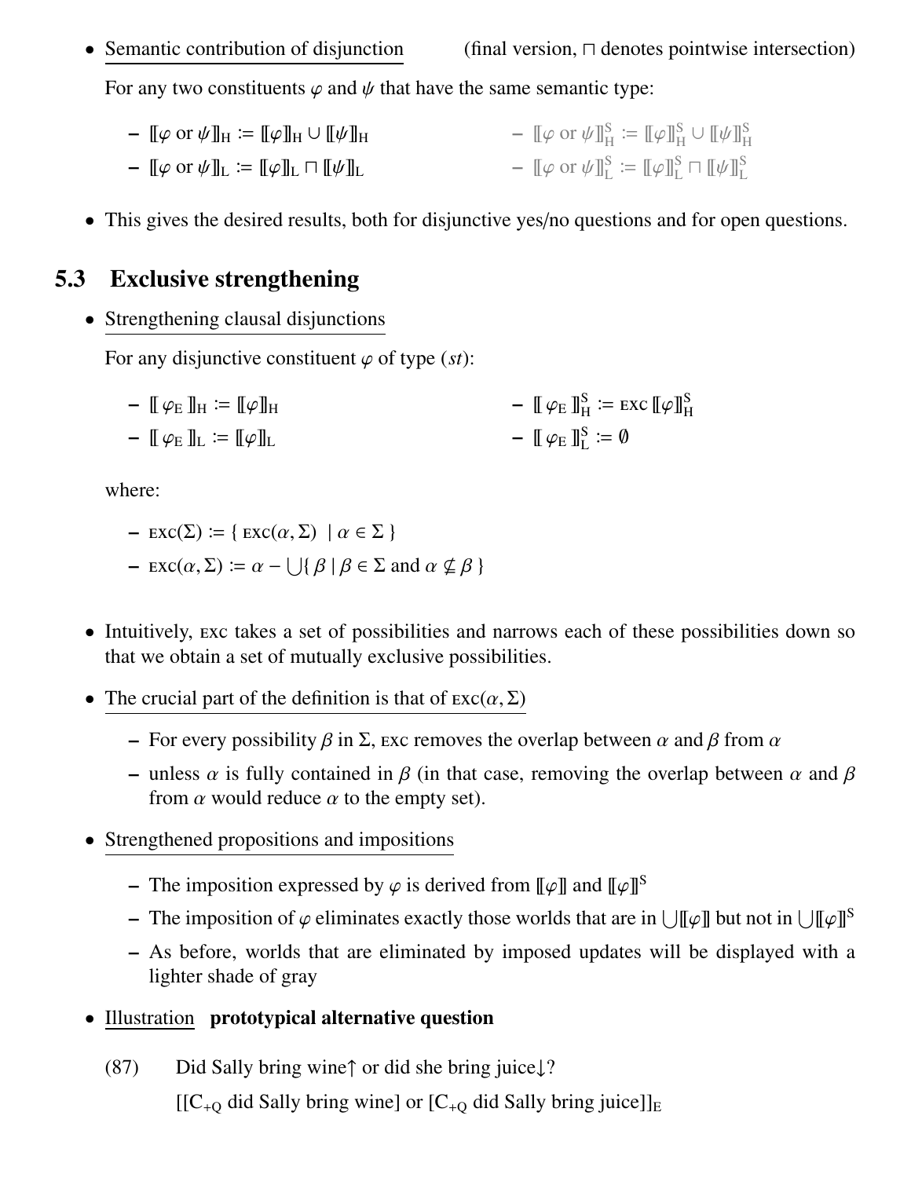- Semantic contribution of disjunction (final version, $\sqcap$ denotes pointwise intersection)

  For any two constituents $\varphi$ and $\psi$ that have the same semantic type:

  - $[\![\varphi \text{ or } \psi]\!]_{\text{H}} := [\![\varphi]\!]_{\text{H}} \cup [\![\psi]\!]_{\text{H}}$
  - $[\![\varphi \text{ or } \psi]\!]_{\text{L}} := [\![\varphi]\!]_{\text{L}} \sqcap [\![\psi]\!]_{\text{L}}$
  - $[\![\varphi \text{ or } \psi]\!]^{\text{S}}_{\text{H}} := [\![\varphi]\!]^{\text{S}}_{\text{H}} \cup [\![\psi]\!]^{\text{S}}_{\text{H}}$
  - $[\![\varphi \text{ or } \psi]\!]^{\text{S}}_{\text{L}} := [\![\varphi]\!]^{\text{S}}_{\text{L}} \sqcap [\![\psi]\!]^{\text{S}}_{\text{L}}$

- This gives the desired results, both for disjunctive yes/no questions and for open questions.

## 5.3 Exclusive strengthening

- Strengthening clausal disjunctions

  For any disjunctive constituent $\varphi$ of type $(st)$:

  - $[\![\, \varphi_{\text{E}} \,]\!]_{\text{H}} := [\![\varphi]\!]_{\text{H}}$
  - $[\![\, \varphi_{\text{E}} \,]\!]_{\text{L}} := [\![\varphi]\!]_{\text{L}}$
  - $[\![\, \varphi_{\text{E}} \,]\!]^{\text{S}}_{\text{H}} := \text{EXC}\, [\![\varphi]\!]^{\text{S}}_{\text{H}}$
  - $[\![\, \varphi_{\text{E}} \,]\!]^{\text{S}}_{\text{L}} := \emptyset$

  where:

  - $\text{EXC}(\Sigma) := \{\, \text{EXC}(\alpha, \Sigma) \;\mid \alpha \in \Sigma \,\}$
  - $\text{EXC}(\alpha, \Sigma) := \alpha - \bigcup\{\, \beta \mid \beta \in \Sigma \text{ and } \alpha \nsubseteq \beta \,\}$

- Intuitively, EXC takes a set of possibilities and narrows each of these possibilities down so that we obtain a set of mutually exclusive possibilities.

- The crucial part of the definition is that of $\text{EXC}(\alpha, \Sigma)$

  - For every possibility $\beta$ in $\Sigma$, EXC removes the overlap between $\alpha$ and $\beta$ from $\alpha$
  - unless $\alpha$ is fully contained in $\beta$ (in that case, removing the overlap between $\alpha$ and $\beta$ from $\alpha$ would reduce $\alpha$ to the empty set).

- Strengthened propositions and impositions

  - The imposition expressed by $\varphi$ is derived from $[\![\varphi]\!]$ and $[\![\varphi]\!]^{\text{S}}$
  - The imposition of $\varphi$ eliminates exactly those worlds that are in $\bigcup[\![\varphi]\!]$ but not in $\bigcup[\![\varphi]\!]^{\text{S}}$
  - As before, worlds that are eliminated by imposed updates will be displayed with a lighter shade of gray

- Illustration **prototypical alternative question**

  (87) Did Sally bring wine↑ or did she bring juice↓?

  $[[\text{C}_{+\text{Q}}$ did Sally bring wine$]$ or $[\text{C}_{+\text{Q}}$ did Sally bring juice$]]_{\text{E}}$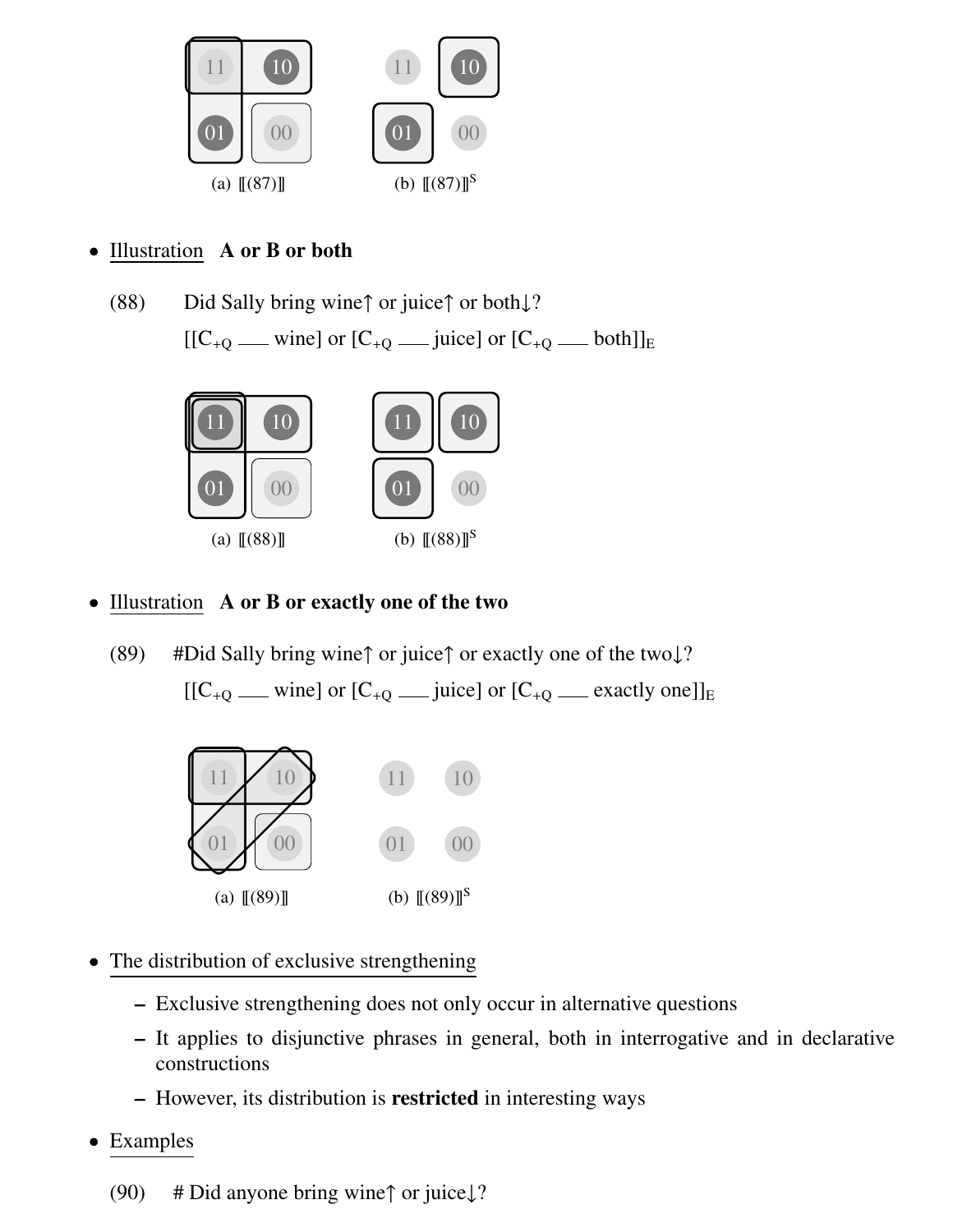(a) ⟦(87)⟧ (b) $[\![(87)]\!]^S$

- Illustration **A or B or both**

(88) Did Sally bring wine↑ or juice↑ or both↓?

$[[C_{+Q}$ ___ wine] or $[C_{+Q}$ ___ juice] or $[C_{+Q}$ ___ both$]]_E$

(a) ⟦(88)⟧ (b) $[\![(88)]\!]^S$

- Illustration **A or B or exactly one of the two**

(89) #Did Sally bring wine↑ or juice↑ or exactly one of the two↓?

$[[C_{+Q}$ ___ wine] or $[C_{+Q}$ ___ juice] or $[C_{+Q}$ ___ exactly one$]]_E$

(a) ⟦(89)⟧ (b) $[\![(89)]\!]^S$

- The distribution of exclusive strengthening
  - Exclusive strengthening does not only occur in alternative questions
  - It applies to disjunctive phrases in general, both in interrogative and in declarative constructions
  - However, its distribution is **restricted** in interesting ways

- Examples

(90) # Did anyone bring wine↑ or juice↓?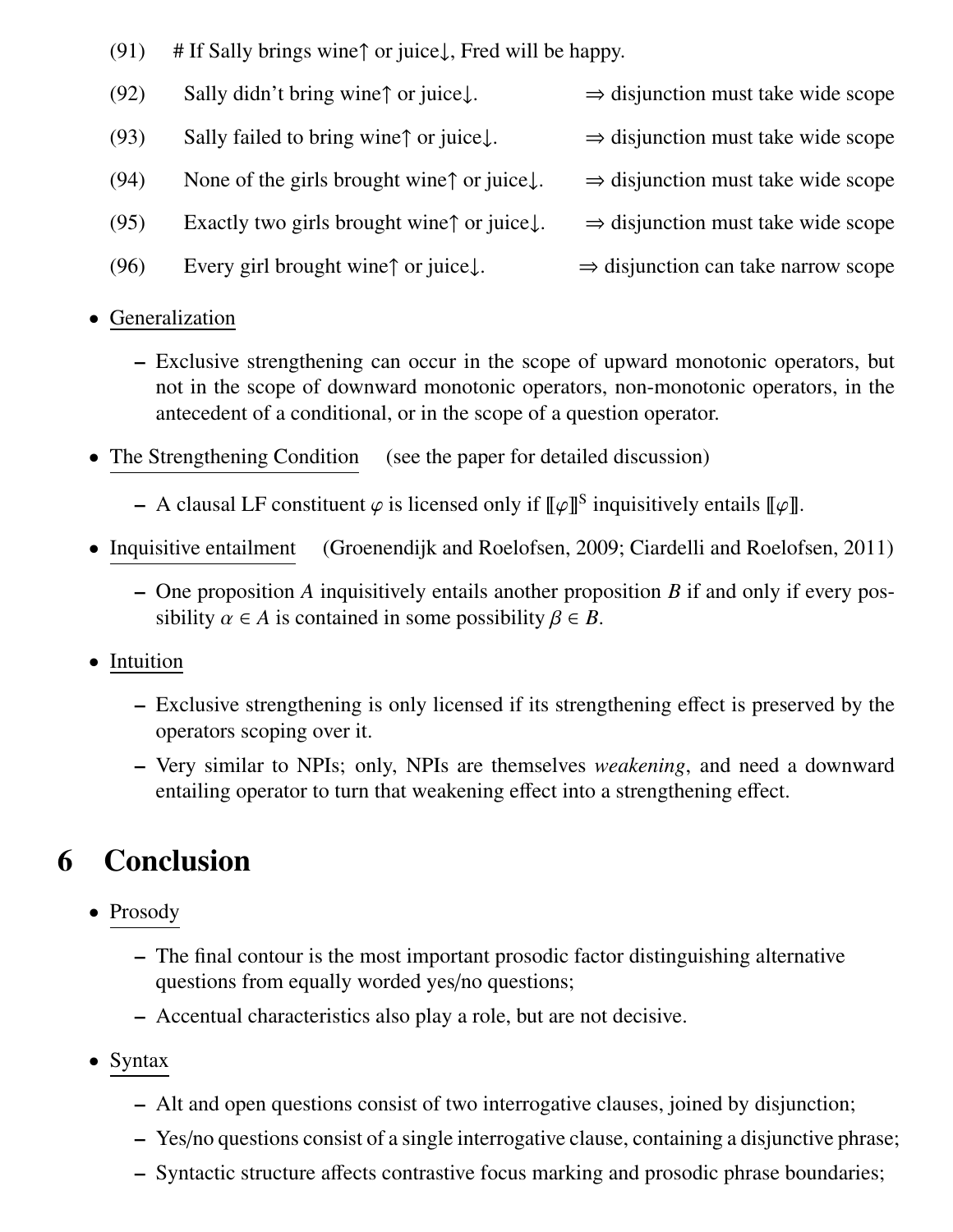(91) # If Sally brings wine↑ or juice↓, Fred will be happy.

(92) Sally didn't bring wine↑ or juice↓. ⇒ disjunction must take wide scope

(93) Sally failed to bring wine↑ or juice↓. ⇒ disjunction must take wide scope

(94) None of the girls brought wine↑ or juice↓. ⇒ disjunction must take wide scope

(95) Exactly two girls brought wine↑ or juice↓. ⇒ disjunction must take wide scope

(96) Every girl brought wine↑ or juice↓. ⇒ disjunction can take narrow scope

- Generalization
  - Exclusive strengthening can occur in the scope of upward monotonic operators, but not in the scope of downward monotonic operators, non-monotonic operators, in the antecedent of a conditional, or in the scope of a question operator.
- The Strengthening Condition (see the paper for detailed discussion)
  - A clausal LF constituent $\varphi$ is licensed only if $[\![\varphi]\!]^{\mathrm{S}}$ inquisitively entails $[\![\varphi]\!]$.
- Inquisitive entailment (Groenendijk and Roelofsen, 2009; Ciardelli and Roelofsen, 2011)
  - One proposition $A$ inquisitively entails another proposition $B$ if and only if every possibility $\alpha \in A$ is contained in some possibility $\beta \in B$.
- Intuition
  - Exclusive strengthening is only licensed if its strengthening effect is preserved by the operators scoping over it.
  - Very similar to NPIs; only, NPIs are themselves *weakening*, and need a downward entailing operator to turn that weakening effect into a strengthening effect.

# 6 Conclusion

- Prosody
  - The final contour is the most important prosodic factor distinguishing alternative questions from equally worded yes/no questions;
  - Accentual characteristics also play a role, but are not decisive.
- Syntax
  - Alt and open questions consist of two interrogative clauses, joined by disjunction;
  - Yes/no questions consist of a single interrogative clause, containing a disjunctive phrase;
  - Syntactic structure affects contrastive focus marking and prosodic phrase boundaries;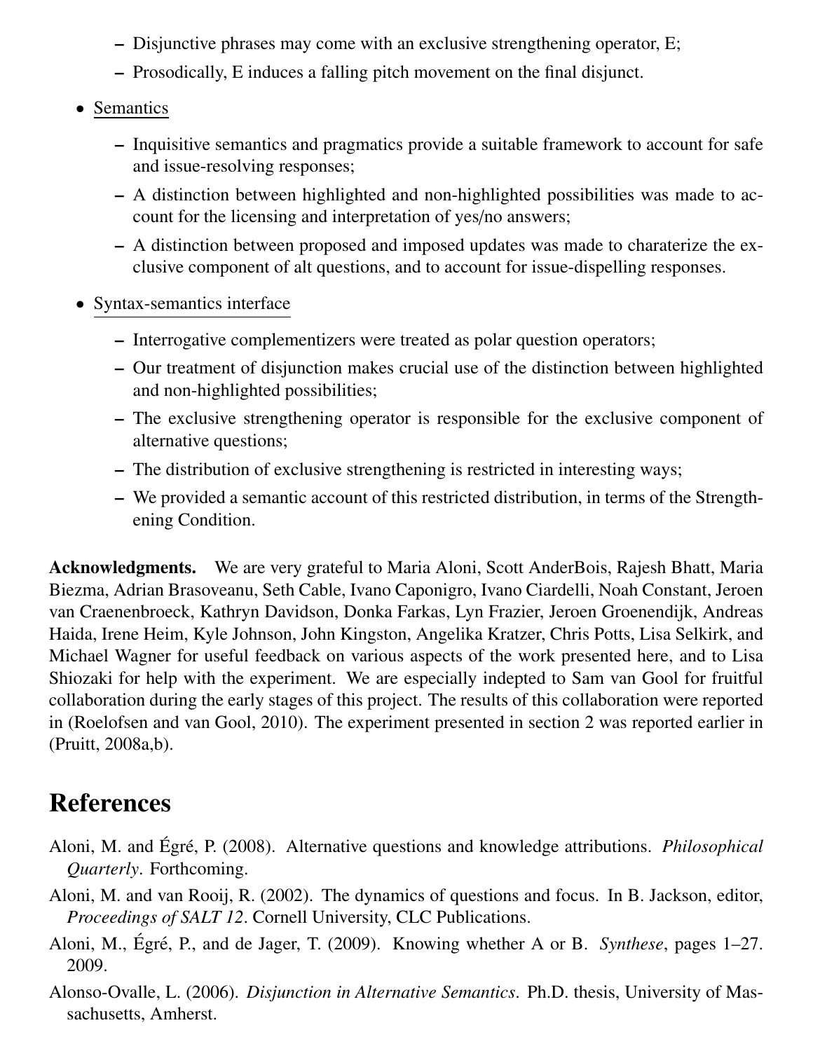- Disjunctive phrases may come with an exclusive strengthening operator, E;
  - Prosodically, E induces a falling pitch movement on the final disjunct.

- Semantics
  - Inquisitive semantics and pragmatics provide a suitable framework to account for safe and issue-resolving responses;
  - A distinction between highlighted and non-highlighted possibilities was made to account for the licensing and interpretation of yes/no answers;
  - A distinction between proposed and imposed updates was made to charaterize the exclusive component of alt questions, and to account for issue-dispelling responses.

- Syntax-semantics interface
  - Interrogative complementizers were treated as polar question operators;
  - Our treatment of disjunction makes crucial use of the distinction between highlighted and non-highlighted possibilities;
  - The exclusive strengthening operator is responsible for the exclusive component of alternative questions;
  - The distribution of exclusive strengthening is restricted in interesting ways;
  - We provided a semantic account of this restricted distribution, in terms of the Strengthening Condition.

**Acknowledgments.** We are very grateful to Maria Aloni, Scott AnderBois, Rajesh Bhatt, Maria Biezma, Adrian Brasoveanu, Seth Cable, Ivano Caponigro, Ivano Ciardelli, Noah Constant, Jeroen van Craenenbroeck, Kathryn Davidson, Donka Farkas, Lyn Frazier, Jeroen Groenendijk, Andreas Haida, Irene Heim, Kyle Johnson, John Kingston, Angelika Kratzer, Chris Potts, Lisa Selkirk, and Michael Wagner for useful feedback on various aspects of the work presented here, and to Lisa Shiozaki for help with the experiment. We are especially indepted to Sam van Gool for fruitful collaboration during the early stages of this project. The results of this collaboration were reported in (Roelofsen and van Gool, 2010). The experiment presented in section 2 was reported earlier in (Pruitt, 2008a,b).

# References

Aloni, M. and Égré, P. (2008). Alternative questions and knowledge attributions. *Philosophical Quarterly*. Forthcoming.

Aloni, M. and van Rooij, R. (2002). The dynamics of questions and focus. In B. Jackson, editor, *Proceedings of SALT 12*. Cornell University, CLC Publications.

Aloni, M., Égré, P., and de Jager, T. (2009). Knowing whether A or B. *Synthese*, pages 1–27. 2009.

Alonso-Ovalle, L. (2006). *Disjunction in Alternative Semantics*. Ph.D. thesis, University of Massachusetts, Amherst.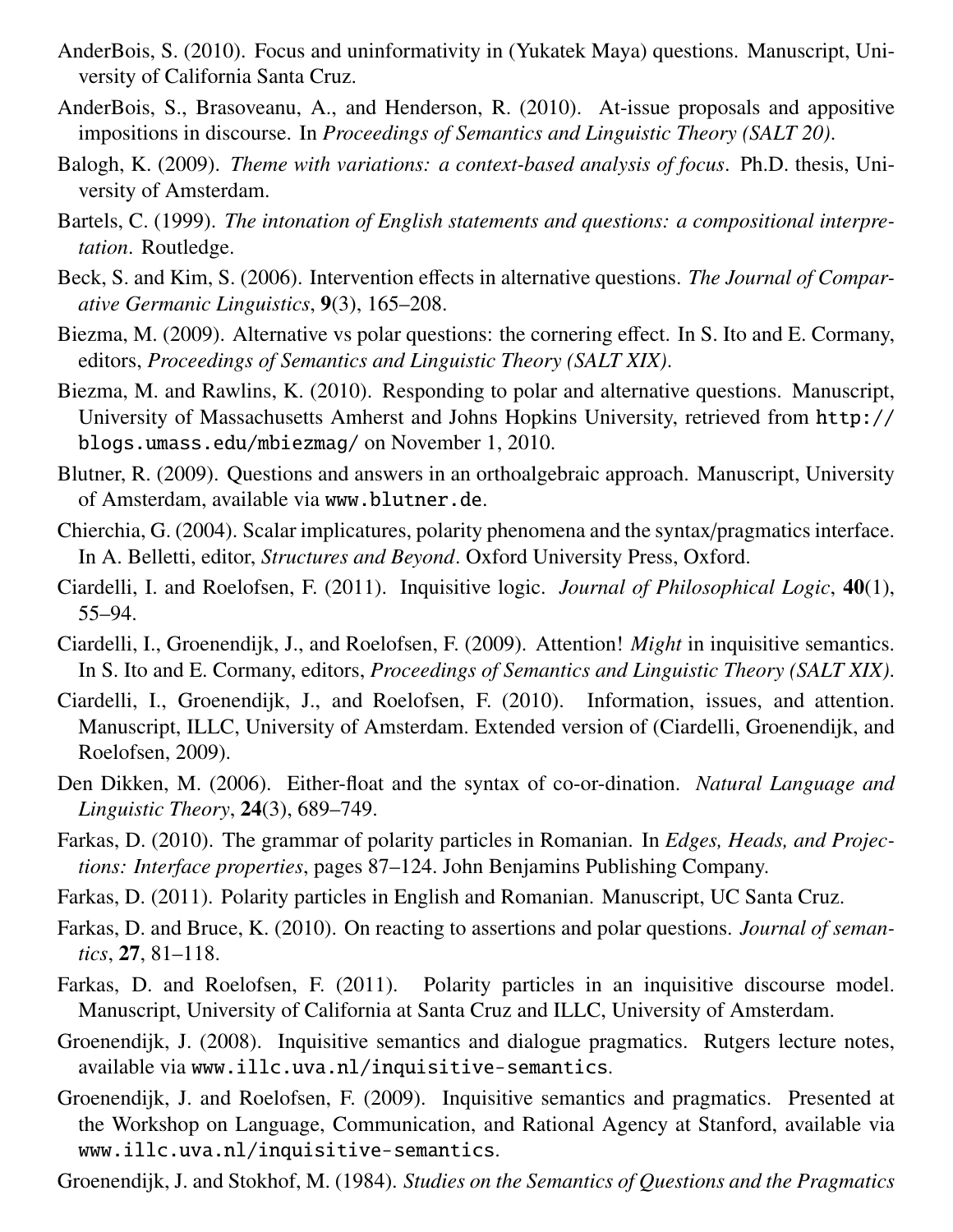AnderBois, S. (2010). Focus and uninformativity in (Yukatek Maya) questions. Manuscript, University of California Santa Cruz.

AnderBois, S., Brasoveanu, A., and Henderson, R. (2010). At-issue proposals and appositive impositions in discourse. In *Proceedings of Semantics and Linguistic Theory (SALT 20)*.

Balogh, K. (2009). *Theme with variations: a context-based analysis of focus*. Ph.D. thesis, University of Amsterdam.

Bartels, C. (1999). *The intonation of English statements and questions: a compositional interpretation*. Routledge.

Beck, S. and Kim, S. (2006). Intervention effects in alternative questions. *The Journal of Comparative Germanic Linguistics*, **9**(3), 165–208.

Biezma, M. (2009). Alternative vs polar questions: the cornering effect. In S. Ito and E. Cormany, editors, *Proceedings of Semantics and Linguistic Theory (SALT XIX)*.

Biezma, M. and Rawlins, K. (2010). Responding to polar and alternative questions. Manuscript, University of Massachusetts Amherst and Johns Hopkins University, retrieved from `http://blogs.umass.edu/mbiezmag/` on November 1, 2010.

Blutner, R. (2009). Questions and answers in an orthoalgebraic approach. Manuscript, University of Amsterdam, available via `www.blutner.de`.

Chierchia, G. (2004). Scalar implicatures, polarity phenomena and the syntax/pragmatics interface. In A. Belletti, editor, *Structures and Beyond*. Oxford University Press, Oxford.

Ciardelli, I. and Roelofsen, F. (2011). Inquisitive logic. *Journal of Philosophical Logic*, **40**(1), 55–94.

Ciardelli, I., Groenendijk, J., and Roelofsen, F. (2009). Attention! *Might* in inquisitive semantics. In S. Ito and E. Cormany, editors, *Proceedings of Semantics and Linguistic Theory (SALT XIX)*.

Ciardelli, I., Groenendijk, J., and Roelofsen, F. (2010). Information, issues, and attention. Manuscript, ILLC, University of Amsterdam. Extended version of (Ciardelli, Groenendijk, and Roelofsen, 2009).

Den Dikken, M. (2006). Either-float and the syntax of co-or-dination. *Natural Language and Linguistic Theory*, **24**(3), 689–749.

Farkas, D. (2010). The grammar of polarity particles in Romanian. In *Edges, Heads, and Projections: Interface properties*, pages 87–124. John Benjamins Publishing Company.

Farkas, D. (2011). Polarity particles in English and Romanian. Manuscript, UC Santa Cruz.

Farkas, D. and Bruce, K. (2010). On reacting to assertions and polar questions. *Journal of semantics*, **27**, 81–118.

Farkas, D. and Roelofsen, F. (2011). Polarity particles in an inquisitive discourse model. Manuscript, University of California at Santa Cruz and ILLC, University of Amsterdam.

Groenendijk, J. (2008). Inquisitive semantics and dialogue pragmatics. Rutgers lecture notes, available via `www.illc.uva.nl/inquisitive-semantics`.

Groenendijk, J. and Roelofsen, F. (2009). Inquisitive semantics and pragmatics. Presented at the Workshop on Language, Communication, and Rational Agency at Stanford, available via `www.illc.uva.nl/inquisitive-semantics`.

Groenendijk, J. and Stokhof, M. (1984). *Studies on the Semantics of Questions and the Pragmatics*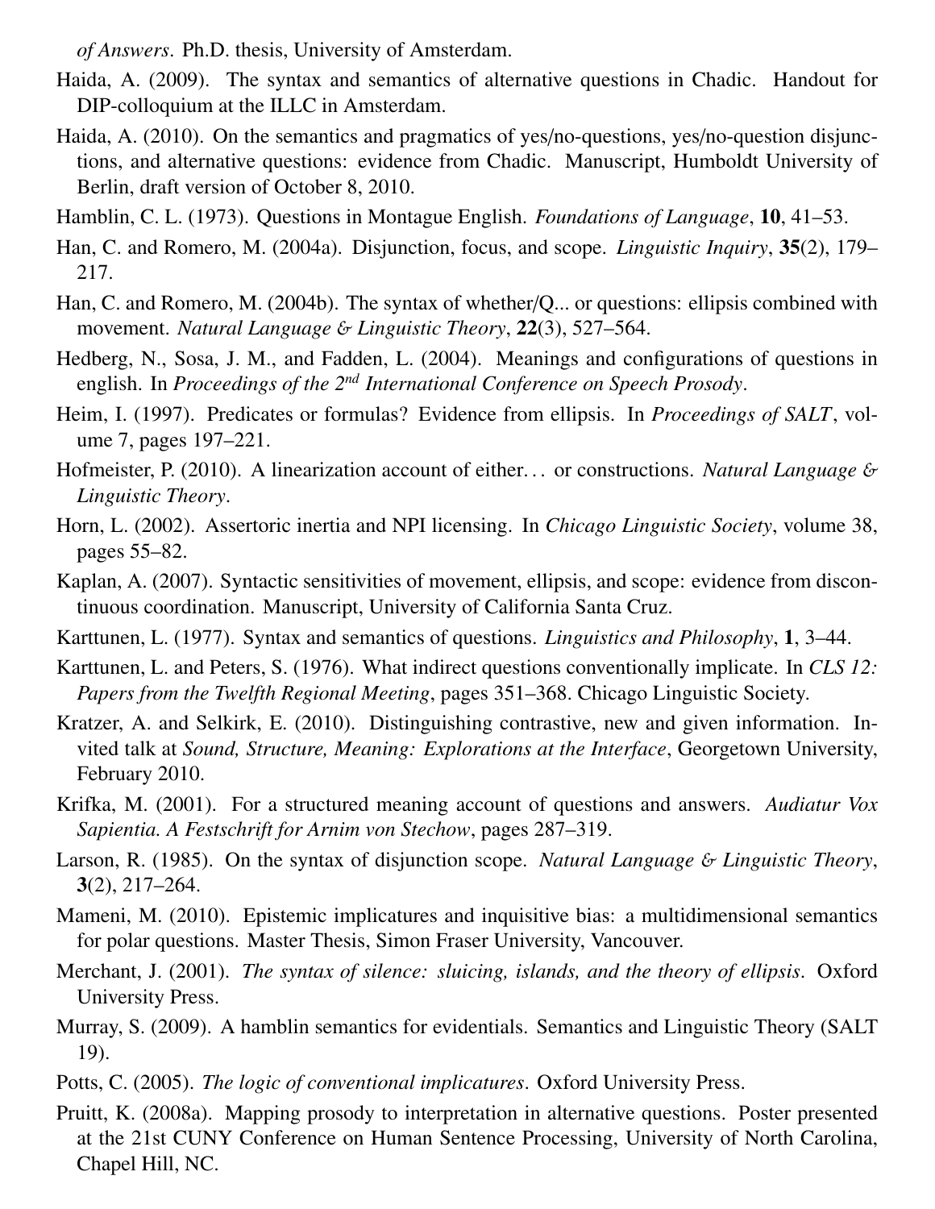*of Answers*. Ph.D. thesis, University of Amsterdam.

Haida, A. (2009). The syntax and semantics of alternative questions in Chadic. Handout for DIP-colloquium at the ILLC in Amsterdam.

Haida, A. (2010). On the semantics and pragmatics of yes/no-questions, yes/no-question disjunctions, and alternative questions: evidence from Chadic. Manuscript, Humboldt University of Berlin, draft version of October 8, 2010.

Hamblin, C. L. (1973). Questions in Montague English. *Foundations of Language*, **10**, 41–53.

Han, C. and Romero, M. (2004a). Disjunction, focus, and scope. *Linguistic Inquiry*, **35**(2), 179–217.

Han, C. and Romero, M. (2004b). The syntax of whether/Q... or questions: ellipsis combined with movement. *Natural Language & Linguistic Theory*, **22**(3), 527–564.

Hedberg, N., Sosa, J. M., and Fadden, L. (2004). Meanings and configurations of questions in english. In *Proceedings of the 2nd International Conference on Speech Prosody*.

Heim, I. (1997). Predicates or formulas? Evidence from ellipsis. In *Proceedings of SALT*, volume 7, pages 197–221.

Hofmeister, P. (2010). A linearization account of either... or constructions. *Natural Language & Linguistic Theory*.

Horn, L. (2002). Assertoric inertia and NPI licensing. In *Chicago Linguistic Society*, volume 38, pages 55–82.

Kaplan, A. (2007). Syntactic sensitivities of movement, ellipsis, and scope: evidence from discontinuous coordination. Manuscript, University of California Santa Cruz.

Karttunen, L. (1977). Syntax and semantics of questions. *Linguistics and Philosophy*, **1**, 3–44.

Karttunen, L. and Peters, S. (1976). What indirect questions conventionally implicate. In *CLS 12: Papers from the Twelfth Regional Meeting*, pages 351–368. Chicago Linguistic Society.

Kratzer, A. and Selkirk, E. (2010). Distinguishing contrastive, new and given information. Invited talk at *Sound, Structure, Meaning: Explorations at the Interface*, Georgetown University, February 2010.

Krifka, M. (2001). For a structured meaning account of questions and answers. *Audiatur Vox Sapientia. A Festschrift for Arnim von Stechow*, pages 287–319.

Larson, R. (1985). On the syntax of disjunction scope. *Natural Language & Linguistic Theory*, **3**(2), 217–264.

Mameni, M. (2010). Epistemic implicatures and inquisitive bias: a multidimensional semantics for polar questions. Master Thesis, Simon Fraser University, Vancouver.

Merchant, J. (2001). *The syntax of silence: sluicing, islands, and the theory of ellipsis*. Oxford University Press.

Murray, S. (2009). A hamblin semantics for evidentials. Semantics and Linguistic Theory (SALT 19).

Potts, C. (2005). *The logic of conventional implicatures*. Oxford University Press.

Pruitt, K. (2008a). Mapping prosody to interpretation in alternative questions. Poster presented at the 21st CUNY Conference on Human Sentence Processing, University of North Carolina, Chapel Hill, NC.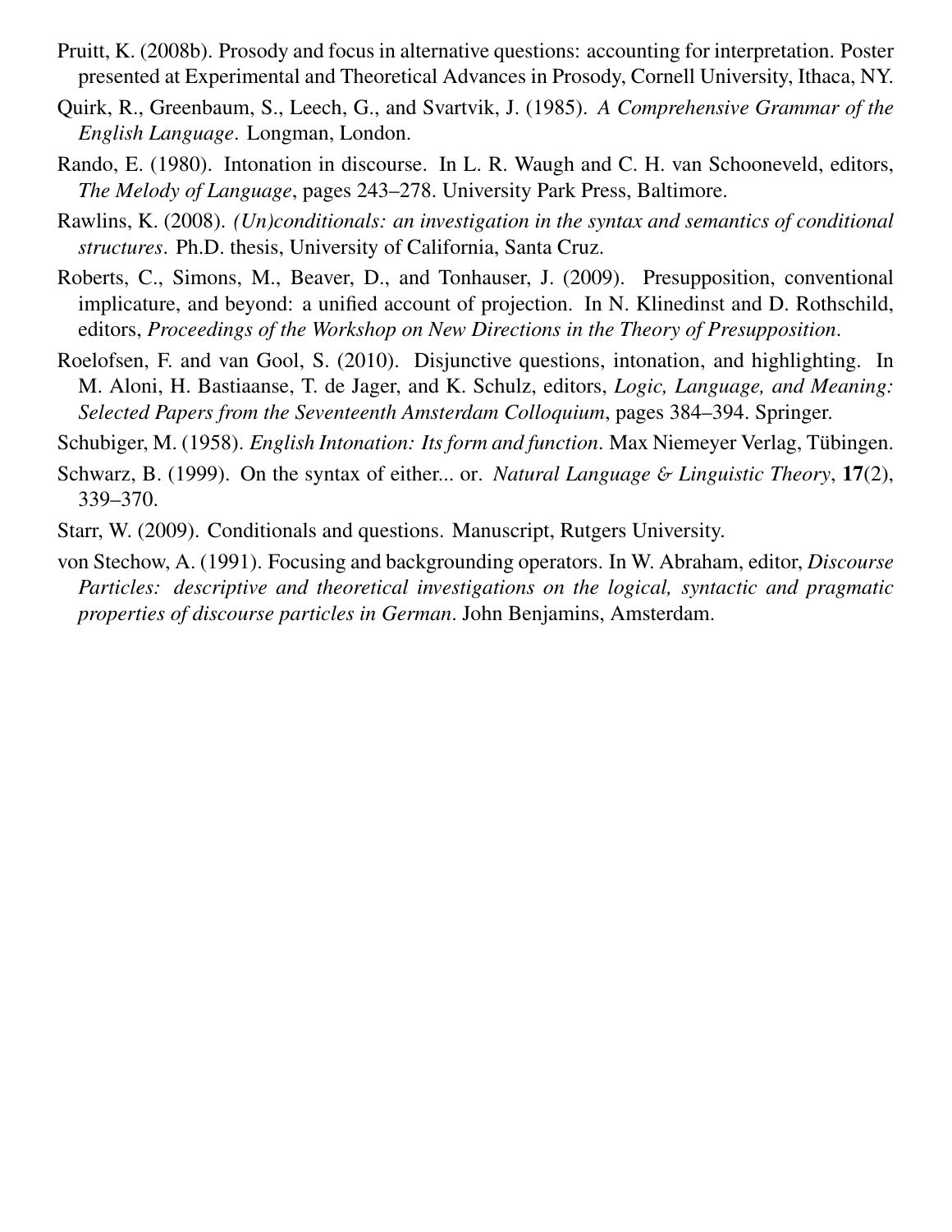Pruitt, K. (2008b). Prosody and focus in alternative questions: accounting for interpretation. Poster presented at Experimental and Theoretical Advances in Prosody, Cornell University, Ithaca, NY.

Quirk, R., Greenbaum, S., Leech, G., and Svartvik, J. (1985). *A Comprehensive Grammar of the English Language*. Longman, London.

Rando, E. (1980). Intonation in discourse. In L. R. Waugh and C. H. van Schooneveld, editors, *The Melody of Language*, pages 243–278. University Park Press, Baltimore.

Rawlins, K. (2008). *(Un)conditionals: an investigation in the syntax and semantics of conditional structures*. Ph.D. thesis, University of California, Santa Cruz.

Roberts, C., Simons, M., Beaver, D., and Tonhauser, J. (2009). Presupposition, conventional implicature, and beyond: a unified account of projection. In N. Klinedinst and D. Rothschild, editors, *Proceedings of the Workshop on New Directions in the Theory of Presupposition*.

Roelofsen, F. and van Gool, S. (2010). Disjunctive questions, intonation, and highlighting. In M. Aloni, H. Bastiaanse, T. de Jager, and K. Schulz, editors, *Logic, Language, and Meaning: Selected Papers from the Seventeenth Amsterdam Colloquium*, pages 384–394. Springer.

Schubiger, M. (1958). *English Intonation: Its form and function*. Max Niemeyer Verlag, Tübingen.

Schwarz, B. (1999). On the syntax of either... or. *Natural Language & Linguistic Theory*, **17**(2), 339–370.

Starr, W. (2009). Conditionals and questions. Manuscript, Rutgers University.

von Stechow, A. (1991). Focusing and backgrounding operators. In W. Abraham, editor, *Discourse Particles: descriptive and theoretical investigations on the logical, syntactic and pragmatic properties of discourse particles in German*. John Benjamins, Amsterdam.